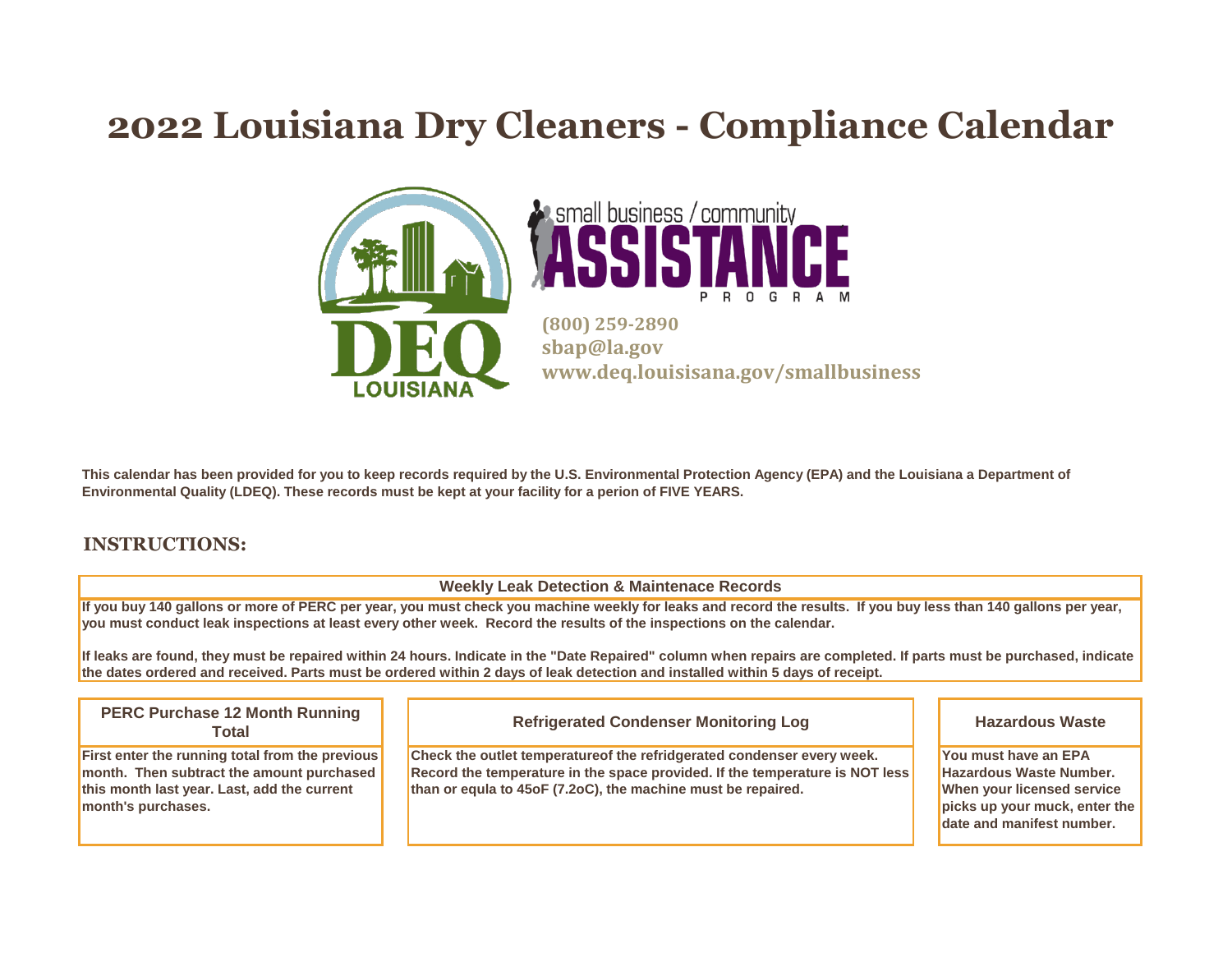# 2022 Louisiana Dry Cleaners - Compliance Calendar

DEQ LOUISIANA

small business / community ASSISTANCE PROGRAM

**(800) 259-2890**
**sbap@la.gov**
**www.deq.louisisana.gov/smallbusiness**

**This calendar has been provided for you to keep records required by the U.S. Environmental Protection Agency (EPA) and the Louisiana a Department of Environmental Quality (LDEQ). These records must be kept at your facility for a perion of FIVE YEARS.**

## INSTRUCTIONS:

### Weekly Leak Detection & Maintenace Records

**If you buy 140 gallons or more of PERC per year, you must check you machine weekly for leaks and record the results. If you buy less than 140 gallons per year, you must conduct leak inspections at least every other week. Record the results of the inspections on the calendar.**

**If leaks are found, they must be repaired within 24 hours. Indicate in the "Date Repaired" column when repairs are completed. If parts must be purchased, indicate the dates ordered and received. Parts must be ordered within 2 days of leak detection and installed within 5 days of receipt.**

### PERC Purchase 12 Month Running Total

**First enter the running total from the previous month. Then subtract the amount purchased this month last year. Last, add the current month's purchases.**

### Refrigerated Condenser Monitoring Log

**Check the outlet temperatureof the refridgerated condenser every week. Record the temperature in the space provided. If the temperature is NOT less than or equla to 45oF (7.2oC), the machine must be repaired.**

### Hazardous Waste

**You must have an EPA Hazardous Waste Number. When your licensed service picks up your muck, enter the date and manifest number.**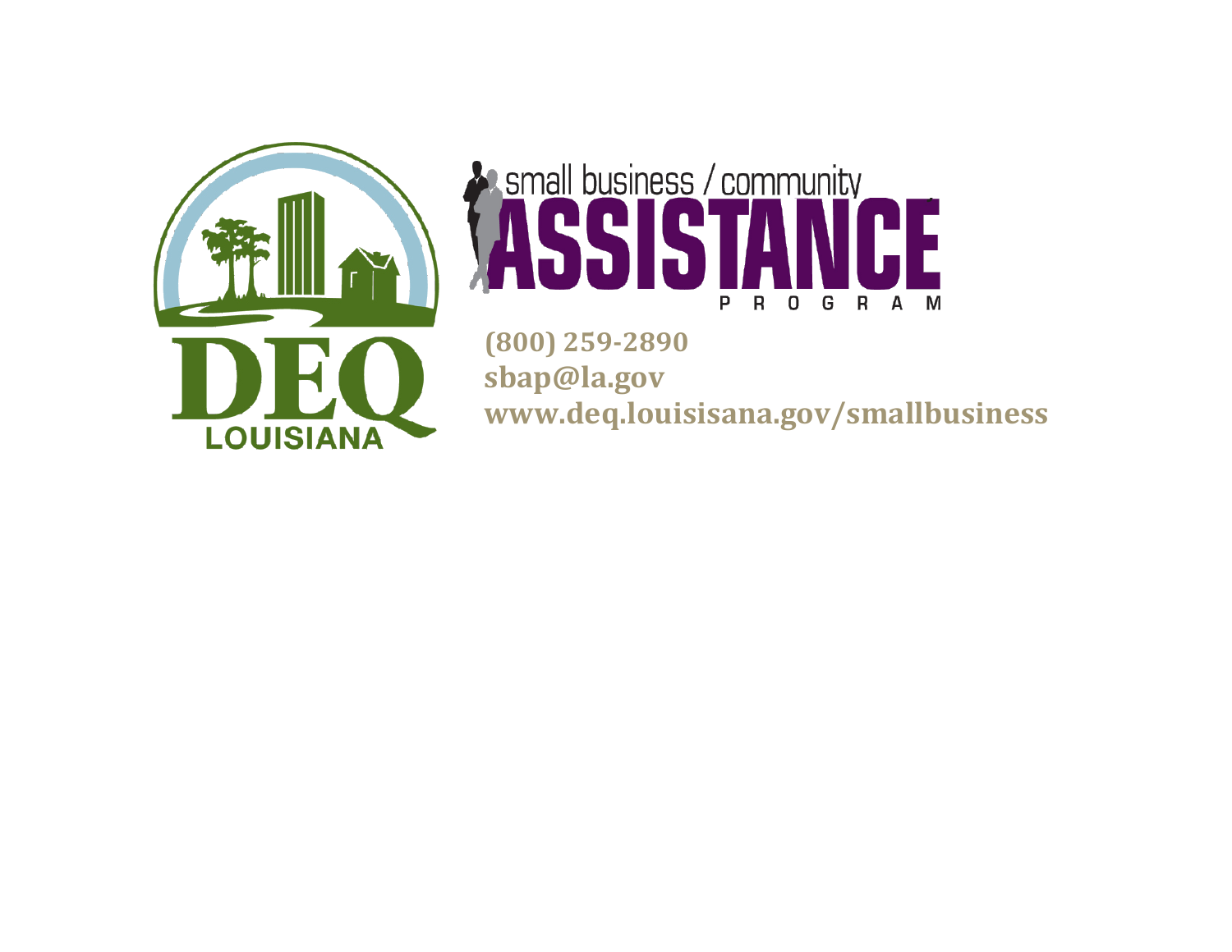DEQ LOUISIANA

small business / community **ASSISTANCE** PROGRAM

**(800) 259-2890**
**sbap@la.gov**
**www.deq.louisisana.gov/smallbusiness**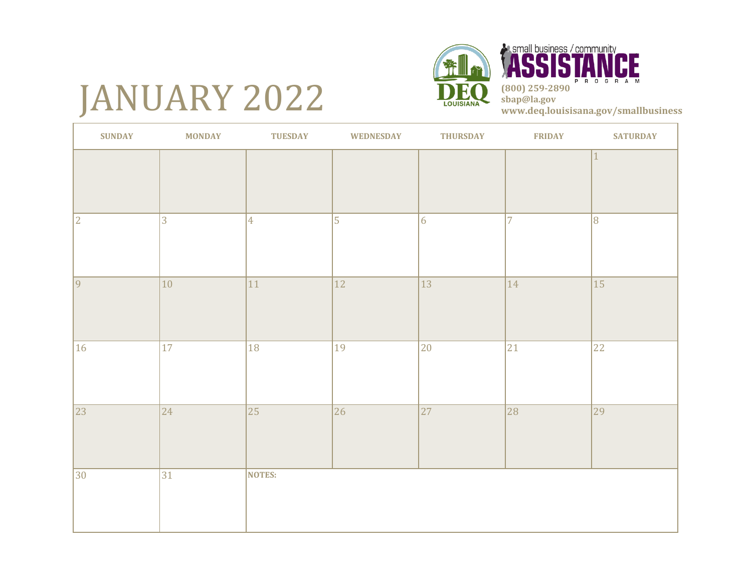# JANUARY 2022

small business / community **ASSISTANCE** PROGRAM

**(800) 259-2890**
**sbap@la.gov**
**www.deq.louisisana.gov/smallbusiness**

| SUNDAY | MONDAY | TUESDAY | WEDNESDAY | THURSDAY | FRIDAY | SATURDAY |
|---|---|---|---|---|---|---|
| | | | | | | 1 |
| 2 | 3 | 4 | 5 | 6 | 7 | 8 |
| 9 | 10 | 11 | 12 | 13 | 14 | 15 |
| 16 | 17 | 18 | 19 | 20 | 21 | 22 |
| 23 | 24 | 25 | 26 | 27 | 28 | 29 |
| 30 | 31 | **NOTES:** | | | | |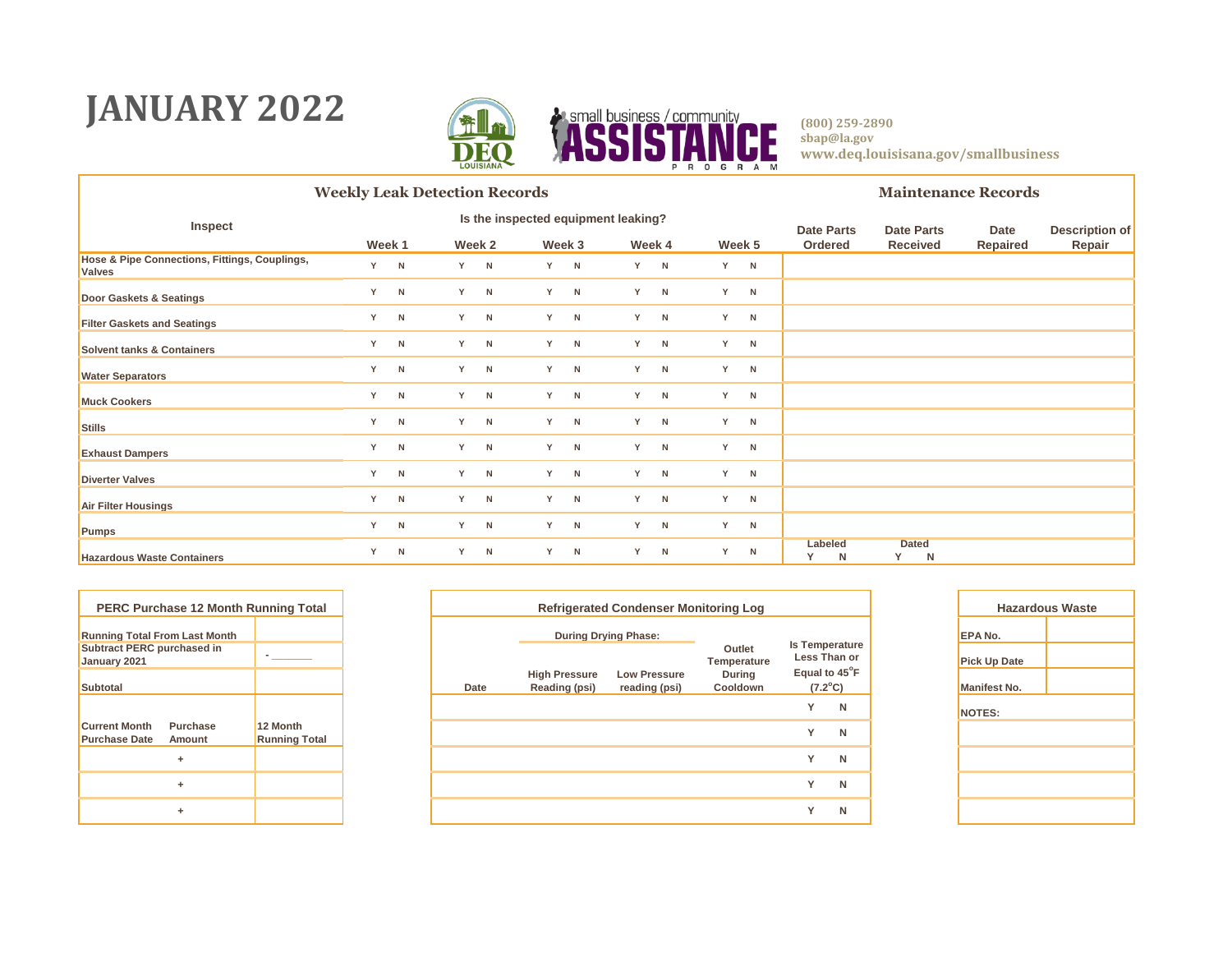# JANUARY 2022

(800) 259-2890
sbap@la.gov
www.deq.louisisana.gov/smallbusiness

## Weekly Leak Detection Records / Maintenance Records

| Inspect | Is the inspected equipment leaking? Week 1 | Week 2 | Week 3 | Week 4 | Week 5 | Date Parts Ordered | Date Parts Received | Date Repaired | Description of Repair |
|---|---|---|---|---|---|---|---|---|---|
| Hose & Pipe Connections, Fittings, Couplings, Valves | Y N | Y N | Y N | Y N | Y N | | | | |
| Door Gaskets & Seatings | Y N | Y N | Y N | Y N | Y N | | | | |
| Filter Gaskets and Seatings | Y N | Y N | Y N | Y N | Y N | | | | |
| Solvent tanks & Containers | Y N | Y N | Y N | Y N | Y N | | | | |
| Water Separators | Y N | Y N | Y N | Y N | Y N | | | | |
| Muck Cookers | Y N | Y N | Y N | Y N | Y N | | | | |
| Stills | Y N | Y N | Y N | Y N | Y N | | | | |
| Exhaust Dampers | Y N | Y N | Y N | Y N | Y N | | | | |
| Diverter Valves | Y N | Y N | Y N | Y N | Y N | | | | |
| Air Filter Housings | Y N | Y N | Y N | Y N | Y N | | | | |
| Pumps | Y N | Y N | Y N | Y N | Y N | | | | |
| Hazardous Waste Containers | Y N | Y N | Y N | Y N | Y N | Labeled Y N | Dated Y N | | |

## PERC Purchase 12 Month Running Total

| Current Month Purchase Date | Purchase Amount | 12 Month Running Total |
|---|---|---|
| Running Total From Last Month | | |
| Subtract PERC purchased in January 2021 | | - _______ |
| Subtotal | | |
| | + | |
| | + | |
| | + | |

## Refrigerated Condenser Monitoring Log

| Date | During Drying Phase: High Pressure Reading (psi) | During Drying Phase: Low Pressure reading (psi) | Outlet Temperature During Cooldown | Is Temperature Less Than or Equal to 45°F (7.2°C) |
|---|---|---|---|---|
| | | | | Y N |
| | | | | Y N |
| | | | | Y N |
| | | | | Y N |
| | | | | Y N |

## Hazardous Waste

| | |
|---|---|
| EPA No. | |
| Pick Up Date | |
| Manifest No. | |
| NOTES: | |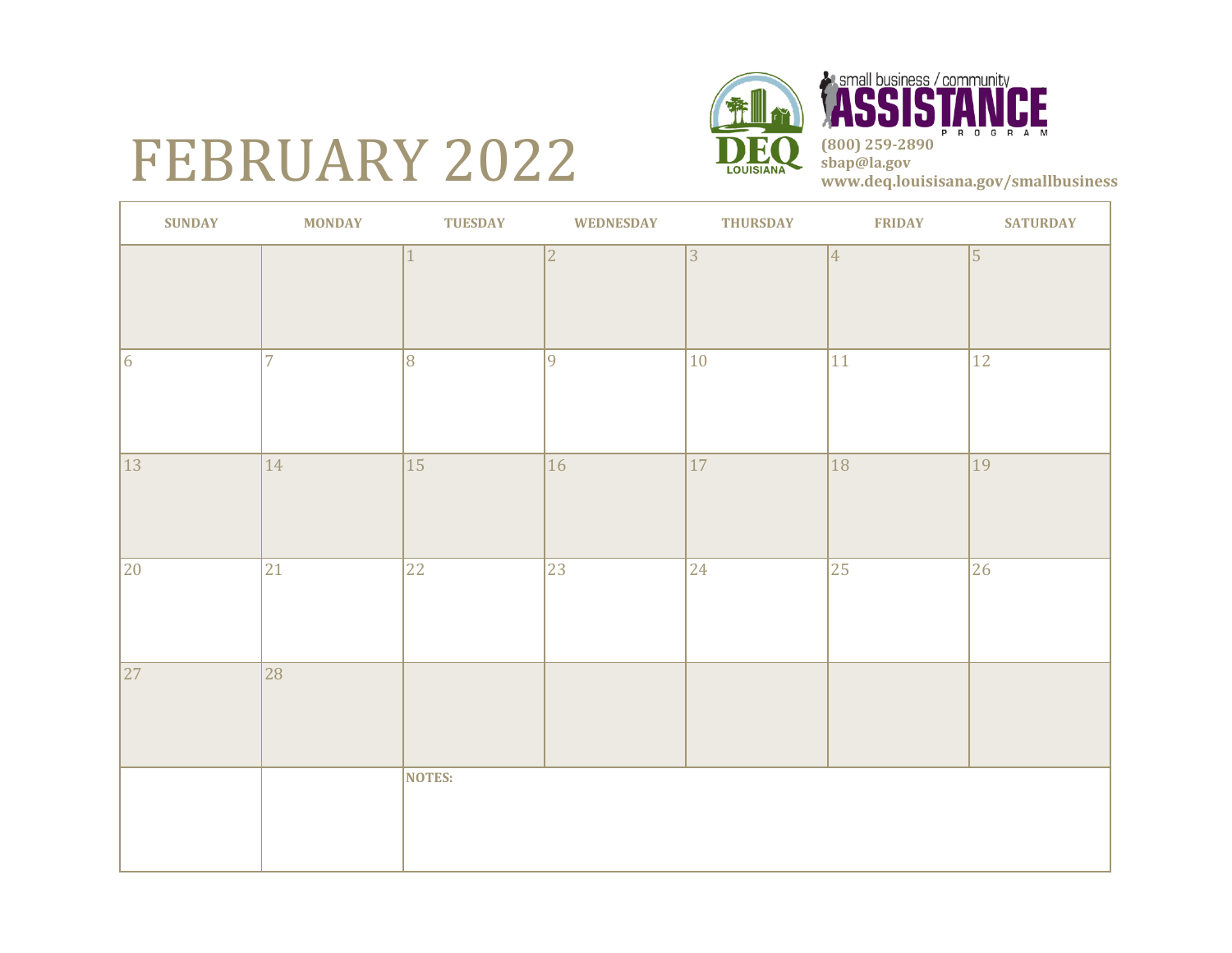# FEBRUARY 2022

small business / community **ASSISTANCE** PROGRAM

DEQ LOUISIANA

**(800) 259-2890**
**sbap@la.gov**
**www.deq.louisisana.gov/smallbusiness**

| SUNDAY | MONDAY | TUESDAY | WEDNESDAY | THURSDAY | FRIDAY | SATURDAY |
|---|---|---|---|---|---|---|
| | | 1 | 2 | 3 | 4 | 5 |
| 6 | 7 | 8 | 9 | 10 | 11 | 12 |
| 13 | 14 | 15 | 16 | 17 | 18 | 19 |
| 20 | 21 | 22 | 23 | 24 | 25 | 26 |
| 27 | 28 | | | | | |
| | | **NOTES:** | | | | |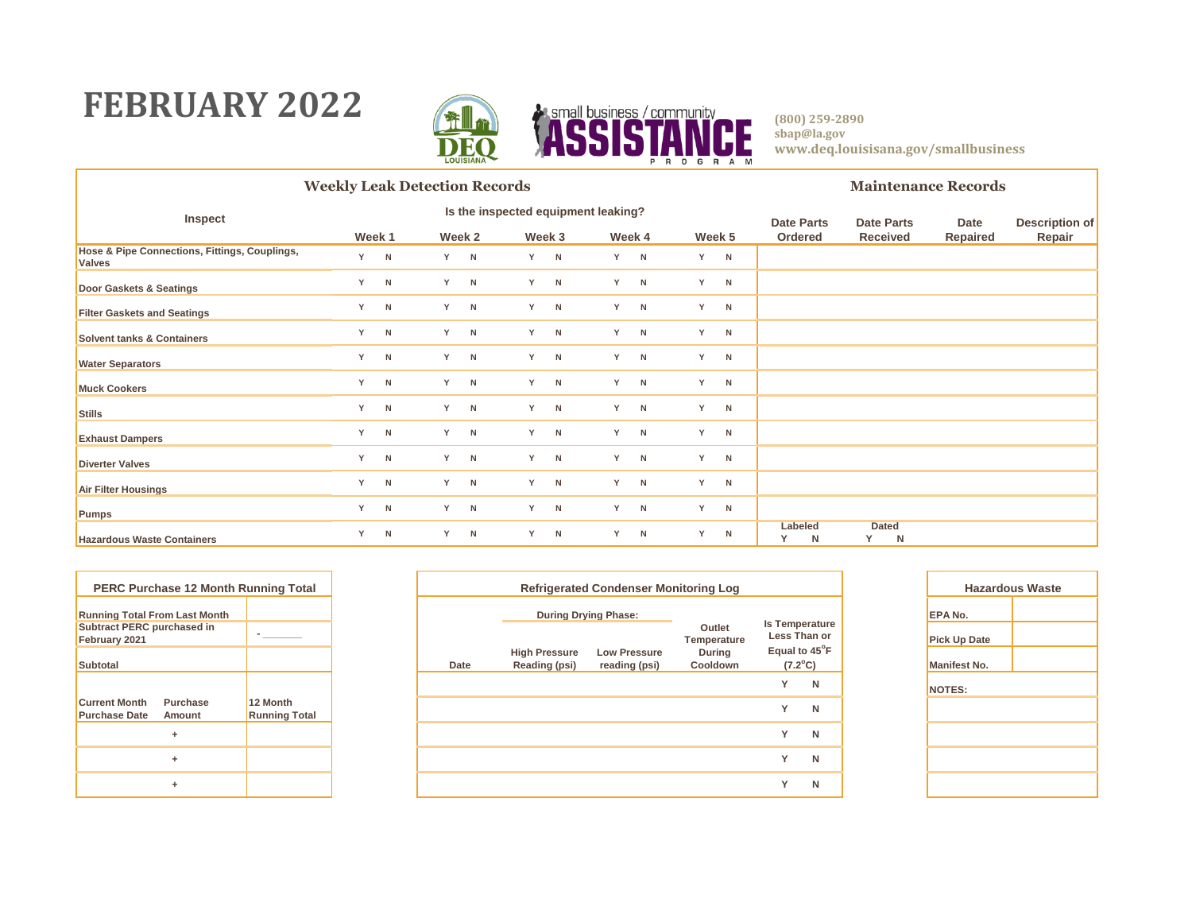# FEBRUARY 2022

small business / community ASSISTANCE PROGRAM

(800) 259-2890
sbap@la.gov
www.deq.louisisana.gov/smallbusiness

| Weekly Leak Detection Records | | | | | | Maintenance Records | | | |
|---|---|---|---|---|---|---|---|---|---|
| Inspect | Is the inspected equipment leaking? | | | | | | | | |
| | Week 1 | Week 2 | Week 3 | Week 4 | Week 5 | Date Parts Ordered | Date Parts Received | Date Repaired | Description of Repair |
| Hose & Pipe Connections, Fittings, Couplings, Valves | Y N | Y N | Y N | Y N | Y N | | | | |
| Door Gaskets & Seatings | Y N | Y N | Y N | Y N | Y N | | | | |
| Filter Gaskets and Seatings | Y N | Y N | Y N | Y N | Y N | | | | |
| Solvent tanks & Containers | Y N | Y N | Y N | Y N | Y N | | | | |
| Water Separators | Y N | Y N | Y N | Y N | Y N | | | | |
| Muck Cookers | Y N | Y N | Y N | Y N | Y N | | | | |
| Stills | Y N | Y N | Y N | Y N | Y N | | | | |
| Exhaust Dampers | Y N | Y N | Y N | Y N | Y N | | | | |
| Diverter Valves | Y N | Y N | Y N | Y N | Y N | | | | |
| Air Filter Housings | Y N | Y N | Y N | Y N | Y N | | | | |
| Pumps | Y N | Y N | Y N | Y N | Y N | | | | |
| Hazardous Waste Containers | Y N | Y N | Y N | Y N | Y N | Labeled Y N | Dated Y N | | |

| PERC Purchase 12 Month Running Total | | |
|---|---|---|
| Running Total From Last Month | | |
| Subtract PERC purchased in February 2021 | | - ______ |
| Subtotal | | |
| Current Month Purchase Date | Purchase Amount | 12 Month Running Total |
| | + | |
| | + | |
| | + | |

| Refrigerated Condenser Monitoring Log | | | | |
|---|---|---|---|---|
| | During Drying Phase: | | | |
| Date | High Pressure Reading (psi) | Low Pressure reading (psi) | Outlet Temperature During Cooldown | Is Temperature Less Than or Equal to 45°F (7.2°C) |
| | | | | Y N |
| | | | | Y N |
| | | | | Y N |
| | | | | Y N |
| | | | | Y N |

| Hazardous Waste | |
|---|---|
| EPA No. | |
| Pick Up Date | |
| Manifest No. | |
| NOTES: | |
| | |
| | |
| | |
| | |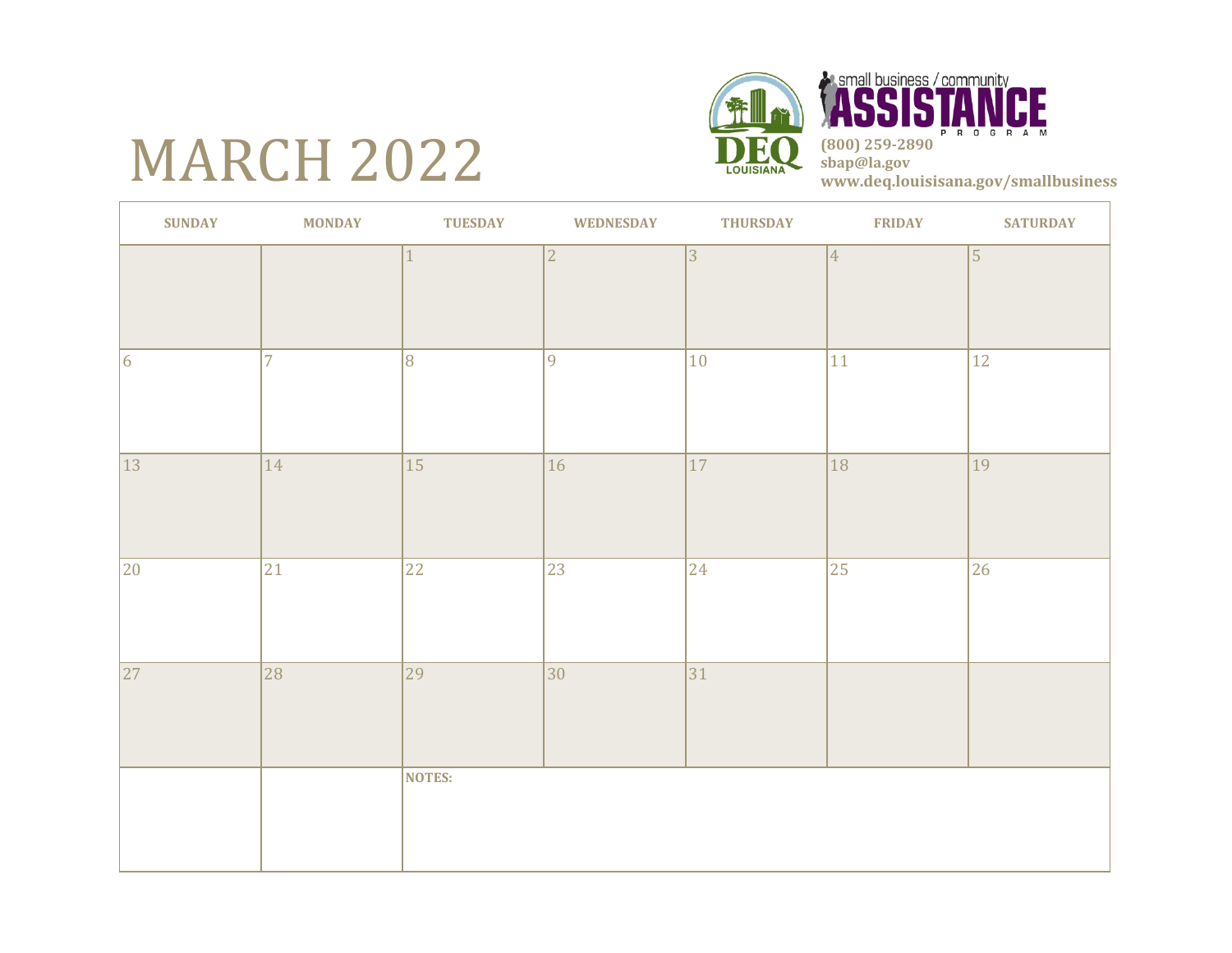# MARCH 2022

small business / community **ASSISTANCE** PROGRAM

**(800) 259-2890**
**sbap@la.gov**
**www.deq.louisisana.gov/smallbusiness**

| SUNDAY | MONDAY | TUESDAY | WEDNESDAY | THURSDAY | FRIDAY | SATURDAY |
|---|---|---|---|---|---|---|
| | | 1 | 2 | 3 | 4 | 5 |
| 6 | 7 | 8 | 9 | 10 | 11 | 12 |
| 13 | 14 | 15 | 16 | 17 | 18 | 19 |
| 20 | 21 | 22 | 23 | 24 | 25 | 26 |
| 27 | 28 | 29 | 30 | 31 | | |
| | | **NOTES:** | | | | |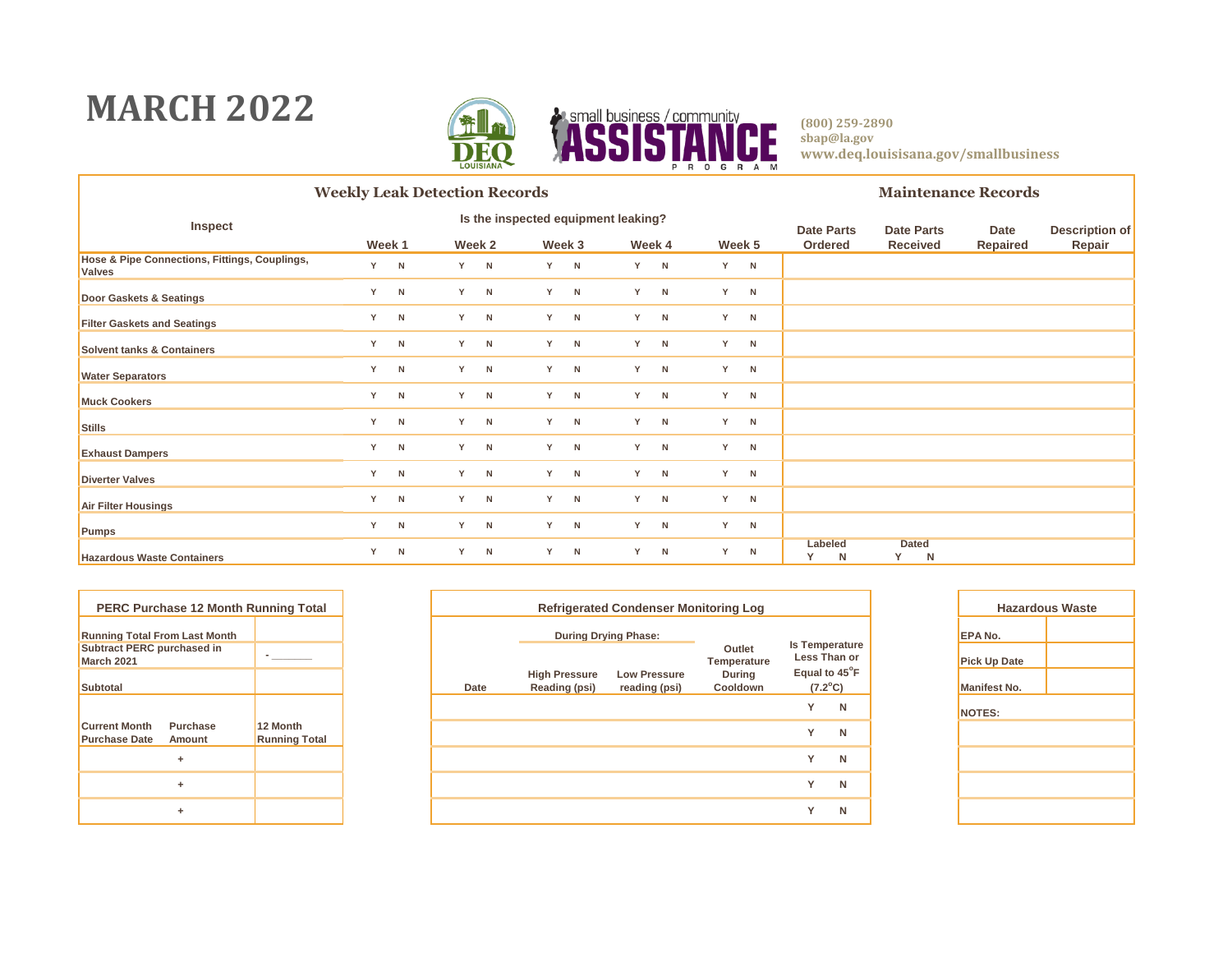# MARCH 2022

(800) 259-2890
sbap@la.gov
www.deq.louisisana.gov/smallbusiness

## Weekly Leak Detection Records / Maintenance Records

| Inspect | Is the inspected equipment leaking? | | | | | | | | |
|---|---|---|---|---|---|---|---|---|---|
| | Week 1 | Week 2 | Week 3 | Week 4 | Week 5 | Date Parts Ordered | Date Parts Received | Date Repaired | Description of Repair |
| Hose & Pipe Connections, Fittings, Couplings, Valves | Y N | Y N | Y N | Y N | Y N | | | | |
| Door Gaskets & Seatings | Y N | Y N | Y N | Y N | Y N | | | | |
| Filter Gaskets and Seatings | Y N | Y N | Y N | Y N | Y N | | | | |
| Solvent tanks & Containers | Y N | Y N | Y N | Y N | Y N | | | | |
| Water Separators | Y N | Y N | Y N | Y N | Y N | | | | |
| Muck Cookers | Y N | Y N | Y N | Y N | Y N | | | | |
| Stills | Y N | Y N | Y N | Y N | Y N | | | | |
| Exhaust Dampers | Y N | Y N | Y N | Y N | Y N | | | | |
| Diverter Valves | Y N | Y N | Y N | Y N | Y N | | | | |
| Air Filter Housings | Y N | Y N | Y N | Y N | Y N | | | | |
| Pumps | Y N | Y N | Y N | Y N | Y N | | | | |
| Hazardous Waste Containers | Y N | Y N | Y N | Y N | Y N | Labeled Y N | Dated Y N | | |

## PERC Purchase 12 Month Running Total

| Running Total From Last Month | | |
|---|---|---|
| Subtract PERC purchased in March 2021 | | - _______ |
| Subtotal | | |
| Current Month Purchase Date | Purchase Amount | 12 Month Running Total |
| | + | |
| | + | |
| | + | |

## Refrigerated Condenser Monitoring Log

| Date | During Drying Phase: High Pressure Reading (psi) | During Drying Phase: Low Pressure reading (psi) | Outlet Temperature During Cooldown | Is Temperature Less Than or Equal to 45°F (7.2°C) |
|---|---|---|---|---|
| | | | | Y N |
| | | | | Y N |
| | | | | Y N |
| | | | | Y N |
| | | | | Y N |

## Hazardous Waste

| EPA No. | |
|---|---|
| Pick Up Date | |
| Manifest No. | |
| NOTES: | |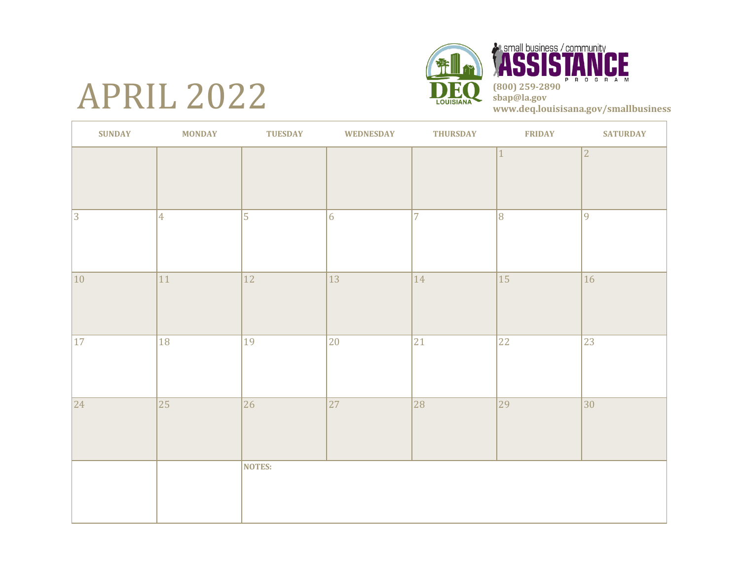# APRIL 2022

small business / community **ASSISTANCE** PROGRAM
**(800) 259-2890**
**sbap@la.gov**
**www.deq.louisisana.gov/smallbusiness**

| SUNDAY | MONDAY | TUESDAY | WEDNESDAY | THURSDAY | FRIDAY | SATURDAY |
|---|---|---|---|---|---|---|
| | | | | | 1 | 2 |
| 3 | 4 | 5 | 6 | 7 | 8 | 9 |
| 10 | 11 | 12 | 13 | 14 | 15 | 16 |
| 17 | 18 | 19 | 20 | 21 | 22 | 23 |
| 24 | 25 | 26 | 27 | 28 | 29 | 30 |
| | | **NOTES:** | | | | |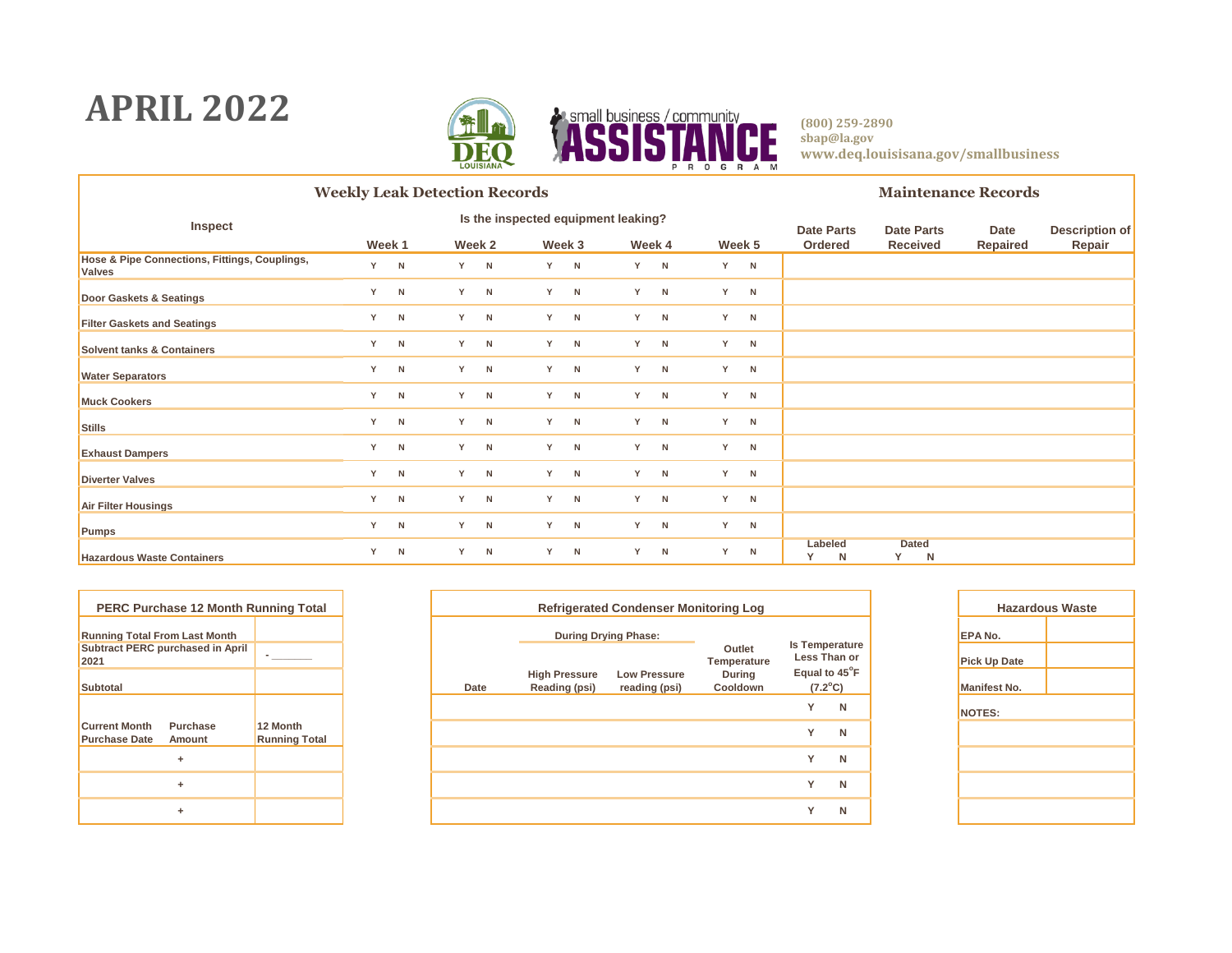# APRIL 2022

**(800) 259-2890**
**sbap@la.gov**
**www.deq.louisisana.gov/smallbusiness**

## Weekly Leak Detection Records / Maintenance Records

| Inspect | Is the inspected equipment leaking? | | | | | | | | |
|---|---|---|---|---|---|---|---|---|---|
| | Week 1 | Week 2 | Week 3 | Week 4 | Week 5 | Date Parts Ordered | Date Parts Received | Date Repaired | Description of Repair |
| Hose & Pipe Connections, Fittings, Couplings, Valves | Y N | Y N | Y N | Y N | Y N | | | | |
| Door Gaskets & Seatings | Y N | Y N | Y N | Y N | Y N | | | | |
| Filter Gaskets and Seatings | Y N | Y N | Y N | Y N | Y N | | | | |
| Solvent tanks & Containers | Y N | Y N | Y N | Y N | Y N | | | | |
| Water Separators | Y N | Y N | Y N | Y N | Y N | | | | |
| Muck Cookers | Y N | Y N | Y N | Y N | Y N | | | | |
| Stills | Y N | Y N | Y N | Y N | Y N | | | | |
| Exhaust Dampers | Y N | Y N | Y N | Y N | Y N | | | | |
| Diverter Valves | Y N | Y N | Y N | Y N | Y N | | | | |
| Air Filter Housings | Y N | Y N | Y N | Y N | Y N | | | | |
| Pumps | Y N | Y N | Y N | Y N | Y N | | | | |
| Hazardous Waste Containers | Y N | Y N | Y N | Y N | Y N | Labeled Y N | Dated Y N | | |

| PERC Purchase 12 Month Running Total | | |
|---|---|---|
| Running Total From Last Month | | |
| Subtract PERC purchased in April 2021 | | - _______ |
| Subtotal | | |
| Current Month Purchase Date | Purchase Amount | 12 Month Running Total |
| | + | |
| | + | |
| | + | |

| Refrigerated Condenser Monitoring Log | | | | |
|---|---|---|---|---|
| | During Drying Phase: | | | |
| Date | High Pressure Reading (psi) | Low Pressure reading (psi) | Outlet Temperature During Cooldown | Is Temperature Less Than or Equal to 45°F (7.2°C) |
| | | | | Y N |
| | | | | Y N |
| | | | | Y N |
| | | | | Y N |
| | | | | Y N |

| Hazardous Waste | |
|---|---|
| EPA No. | |
| Pick Up Date | |
| Manifest No. | |
| NOTES: | |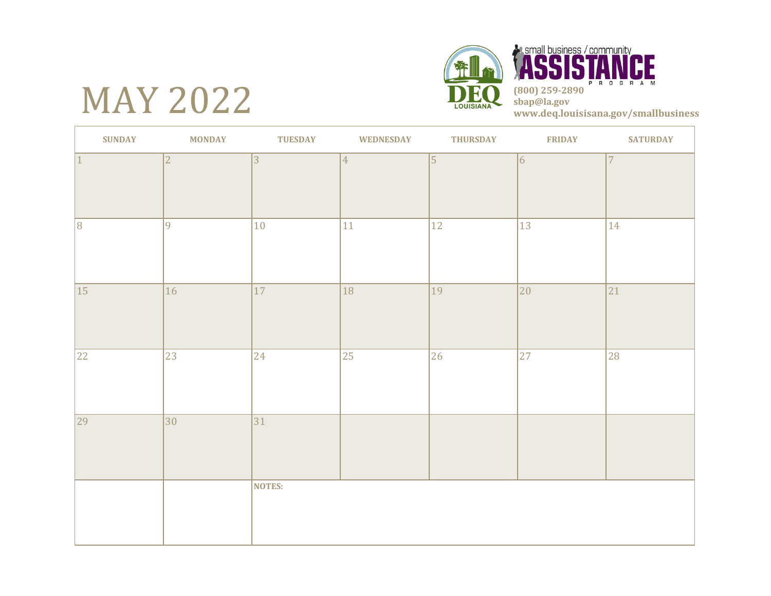# MAY 2022

small business / community
**ASSISTANCE**
PROGRAM

**(800) 259-2890**
**sbap@la.gov**
**www.deq.louisisana.gov/smallbusiness**

| SUNDAY | MONDAY | TUESDAY | WEDNESDAY | THURSDAY | FRIDAY | SATURDAY |
|---|---|---|---|---|---|---|
| 1 | 2 | 3 | 4 | 5 | 6 | 7 |
| 8 | 9 | 10 | 11 | 12 | 13 | 14 |
| 15 | 16 | 17 | 18 | 19 | 20 | 21 |
| 22 | 23 | 24 | 25 | 26 | 27 | 28 |
| 29 | 30 | 31 | | | | |
| | | **NOTES:** | | | | |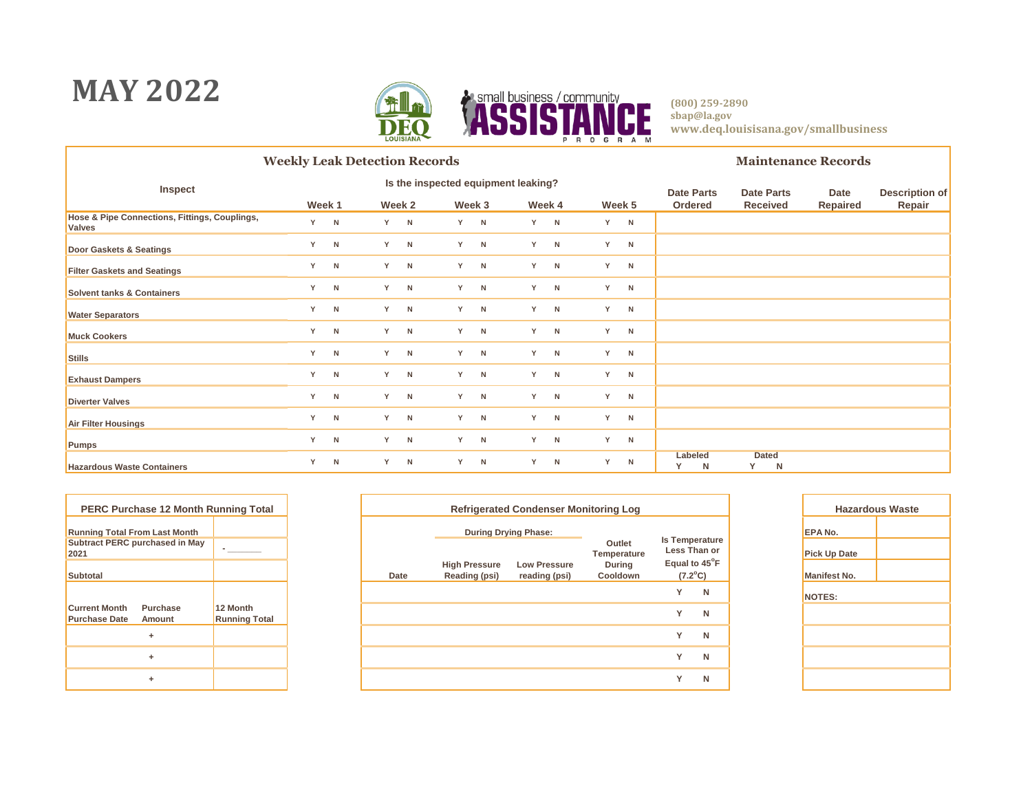# MAY 2022

**(800) 259-2890**
**sbap@la.gov**
**www.deq.louisisana.gov/smallbusiness**

## Weekly Leak Detection Records / Maintenance Records

| Inspect | Is the inspected equipment leaking? | | | | | | | | |
|---|---|---|---|---|---|---|---|---|---|
| | Week 1 | Week 2 | Week 3 | Week 4 | Week 5 | Date Parts Ordered | Date Parts Received | Date Repaired | Description of Repair |
| Hose & Pipe Connections, Fittings, Couplings, Valves | Y N | Y N | Y N | Y N | Y N | | | | |
| Door Gaskets & Seatings | Y N | Y N | Y N | Y N | Y N | | | | |
| Filter Gaskets and Seatings | Y N | Y N | Y N | Y N | Y N | | | | |
| Solvent tanks & Containers | Y N | Y N | Y N | Y N | Y N | | | | |
| Water Separators | Y N | Y N | Y N | Y N | Y N | | | | |
| Muck Cookers | Y N | Y N | Y N | Y N | Y N | | | | |
| Stills | Y N | Y N | Y N | Y N | Y N | | | | |
| Exhaust Dampers | Y N | Y N | Y N | Y N | Y N | | | | |
| Diverter Valves | Y N | Y N | Y N | Y N | Y N | | | | |
| Air Filter Housings | Y N | Y N | Y N | Y N | Y N | | | | |
| Pumps | Y N | Y N | Y N | Y N | Y N | | | | |
| Hazardous Waste Containers | Y N | Y N | Y N | Y N | Y N | Labeled Y N | Dated Y N | | |

## PERC Purchase 12 Month Running Total

| | | |
|---|---|---|
| Running Total From Last Month | | |
| Subtract PERC purchased in May 2021 | | - _______ |
| Subtotal | | |
| Current Month Purchase Date | Purchase Amount | 12 Month Running Total |
| | + | |
| | + | |
| | + | |

## Refrigerated Condenser Monitoring Log

| Date | During Drying Phase: High Pressure Reading (psi) | During Drying Phase: Low Pressure reading (psi) | Outlet Temperature During Cooldown | Is Temperature Less Than or Equal to 45°F (7.2°C) |
|---|---|---|---|---|
| | | | | Y N |
| | | | | Y N |
| | | | | Y N |
| | | | | Y N |
| | | | | Y N |

## Hazardous Waste

| | |
|---|---|
| EPA No. | |
| Pick Up Date | |
| Manifest No. | |
| NOTES: | |
| | |
| | |
| | |
| | |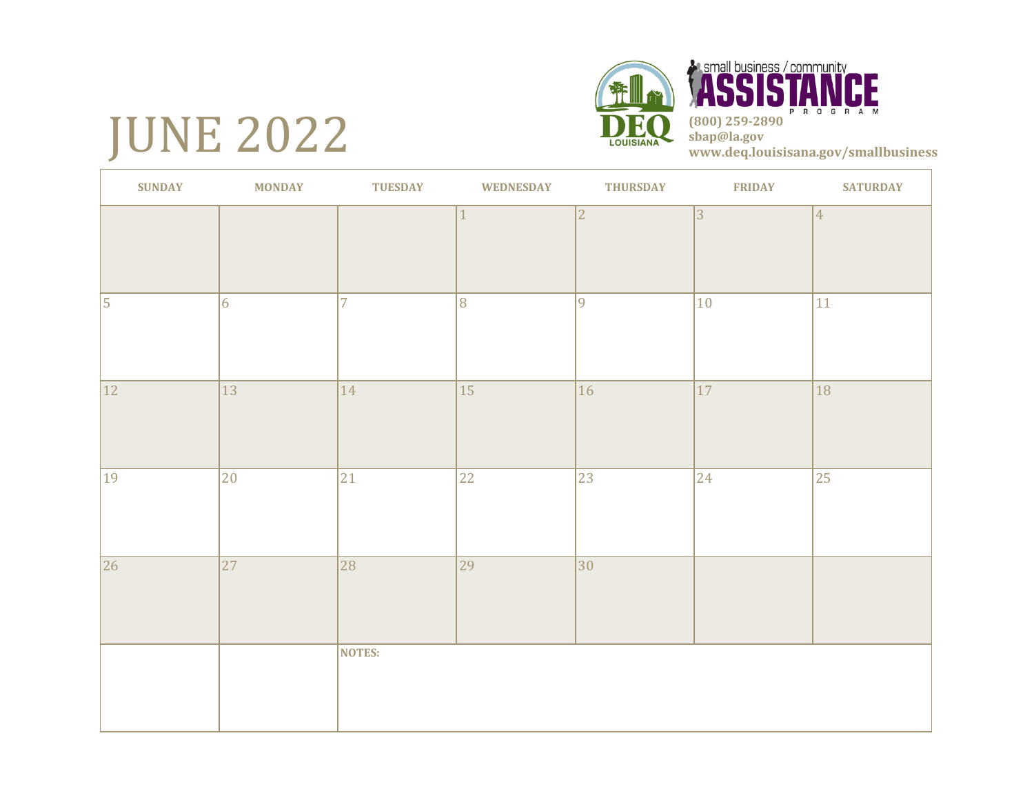# JUNE 2022

small business / community **ASSISTANCE** PROGRAM

**(800) 259-2890**
**sbap@la.gov**
**www.deq.louisisana.gov/smallbusiness**

| SUNDAY | MONDAY | TUESDAY | WEDNESDAY | THURSDAY | FRIDAY | SATURDAY |
|---|---|---|---|---|---|---|
| | | | 1 | 2 | 3 | 4 |
| 5 | 6 | 7 | 8 | 9 | 10 | 11 |
| 12 | 13 | 14 | 15 | 16 | 17 | 18 |
| 19 | 20 | 21 | 22 | 23 | 24 | 25 |
| 26 | 27 | 28 | 29 | 30 | | |
| | | **NOTES:** | | | | |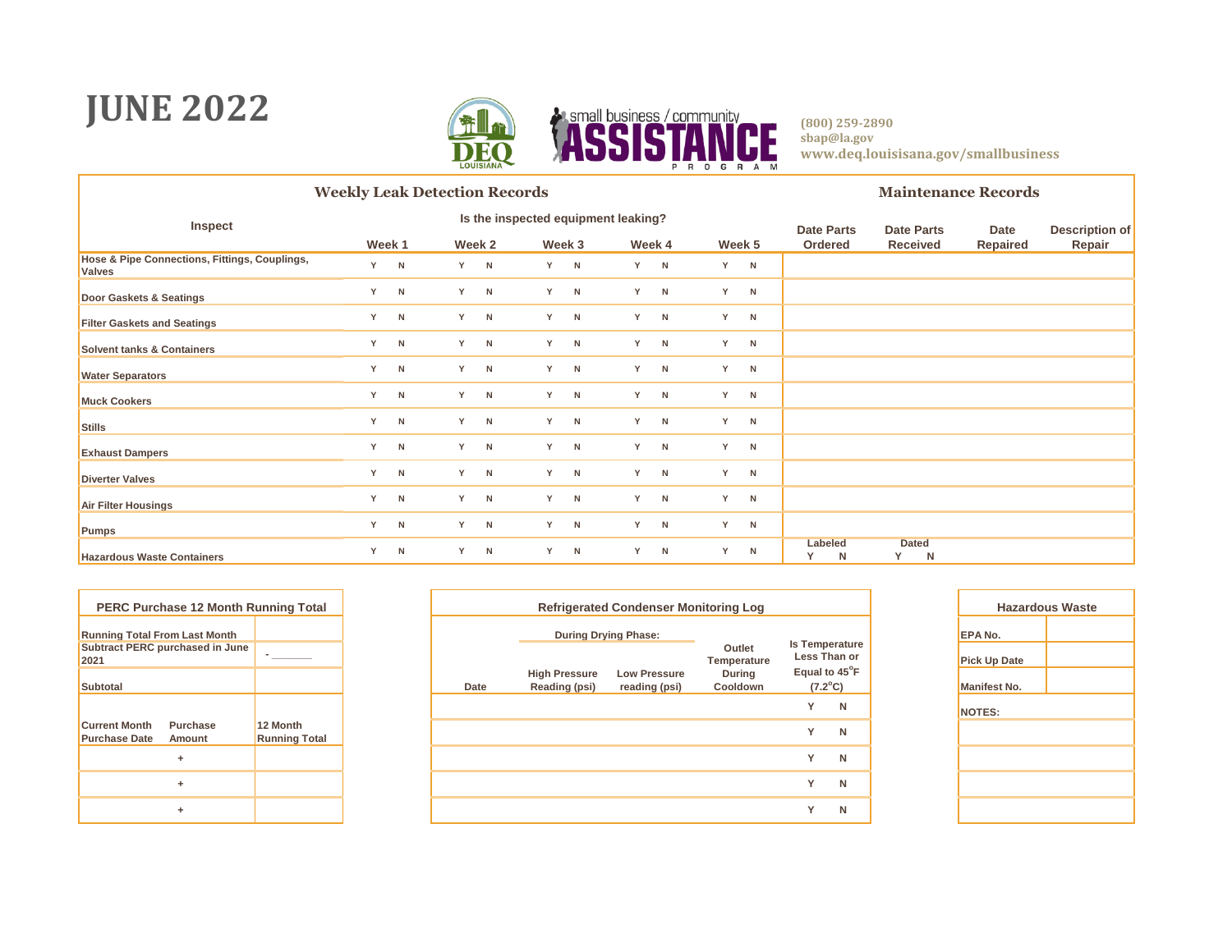# JUNE 2022

(800) 259-2890
sbap@la.gov
www.deq.louisisana.gov/smallbusiness

| Weekly Leak Detection Records | | | | | | Maintenance Records | | | |
|---|---|---|---|---|---|---|---|---|---|
| Inspect | Is the inspected equipment leaking? | | | | | | | | |
| | Week 1 | Week 2 | Week 3 | Week 4 | Week 5 | Date Parts Ordered | Date Parts Received | Date Repaired | Description of Repair |
| Hose & Pipe Connections, Fittings, Couplings, Valves | Y N | Y N | Y N | Y N | Y N | | | | |
| Door Gaskets & Seatings | Y N | Y N | Y N | Y N | Y N | | | | |
| Filter Gaskets and Seatings | Y N | Y N | Y N | Y N | Y N | | | | |
| Solvent tanks & Containers | Y N | Y N | Y N | Y N | Y N | | | | |
| Water Separators | Y N | Y N | Y N | Y N | Y N | | | | |
| Muck Cookers | Y N | Y N | Y N | Y N | Y N | | | | |
| Stills | Y N | Y N | Y N | Y N | Y N | | | | |
| Exhaust Dampers | Y N | Y N | Y N | Y N | Y N | | | | |
| Diverter Valves | Y N | Y N | Y N | Y N | Y N | | | | |
| Air Filter Housings | Y N | Y N | Y N | Y N | Y N | | | | |
| Pumps | Y N | Y N | Y N | Y N | Y N | | | | |
| Hazardous Waste Containers | Y N | Y N | Y N | Y N | Y N | Labeled Y N | Dated Y N | | |

| PERC Purchase 12 Month Running Total | | |
|---|---|---|
| Running Total From Last Month | | |
| Subtract PERC purchased in June 2021 | | - _______ |
| Subtotal | | |
| Current Month Purchase Date | Purchase Amount | 12 Month Running Total |
| | + | |
| | + | |
| | + | |

| Refrigerated Condenser Monitoring Log | | | | |
|---|---|---|---|---|
| | During Drying Phase: | | | |
| Date | High Pressure Reading (psi) | Low Pressure reading (psi) | Outlet Temperature During Cooldown | Is Temperature Less Than or Equal to 45°F (7.2°C) |
| | | | | Y N |
| | | | | Y N |
| | | | | Y N |
| | | | | Y N |
| | | | | Y N |

| Hazardous Waste | |
|---|---|
| EPA No. | |
| Pick Up Date | |
| Manifest No. | |
| NOTES: | |
| | |
| | |
| | |
| | |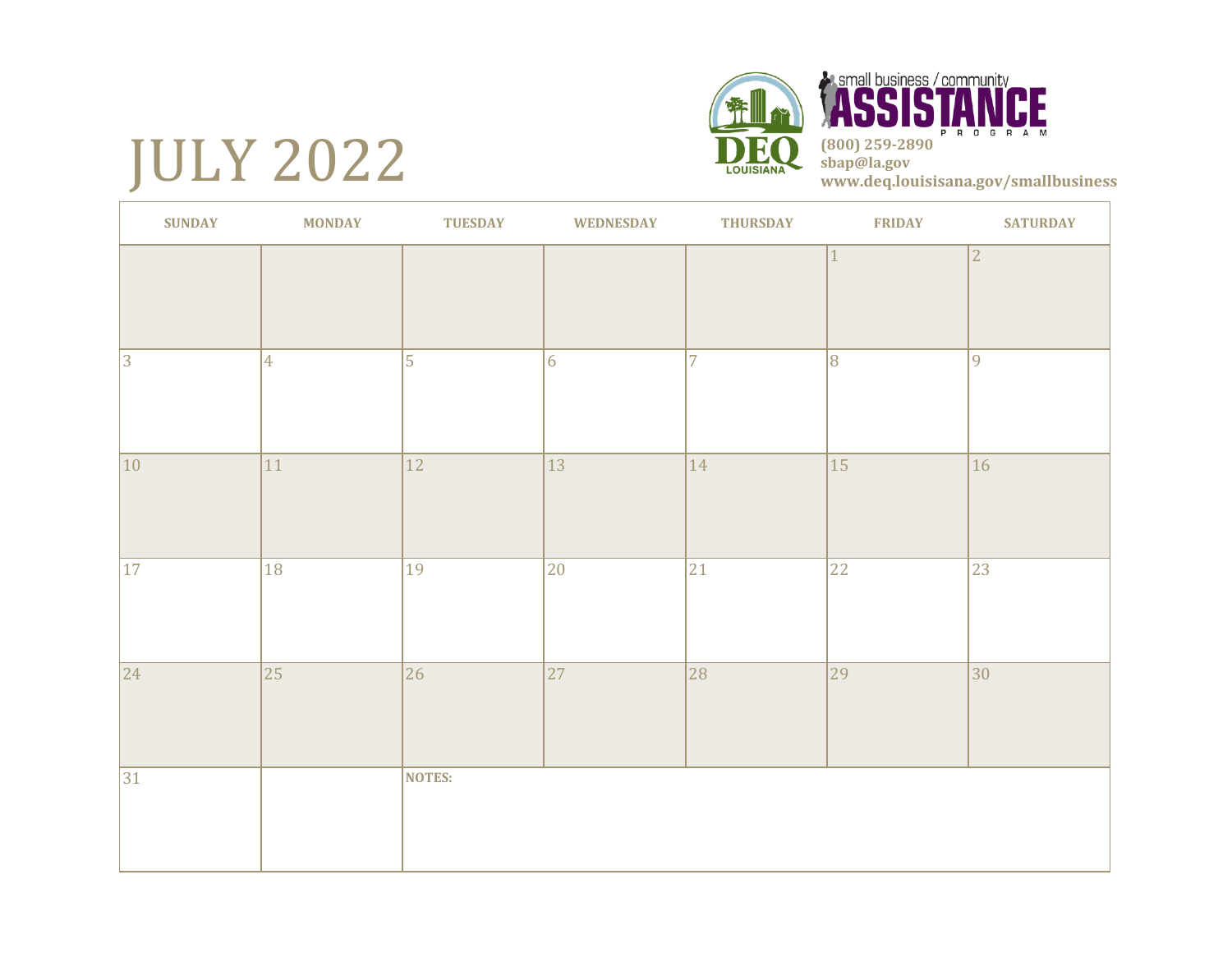# JULY 2022

small business / community **ASSISTANCE** PROGRAM

**(800) 259-2890**
**sbap@la.gov**
**www.deq.louisisana.gov/smallbusiness**

| SUNDAY | MONDAY | TUESDAY | WEDNESDAY | THURSDAY | FRIDAY | SATURDAY |
|---|---|---|---|---|---|---|
| | | | | | 1 | 2 |
| 3 | 4 | 5 | 6 | 7 | 8 | 9 |
| 10 | 11 | 12 | 13 | 14 | 15 | 16 |
| 17 | 18 | 19 | 20 | 21 | 22 | 23 |
| 24 | 25 | 26 | 27 | 28 | 29 | 30 |
| 31 | | **NOTES:** | | | | |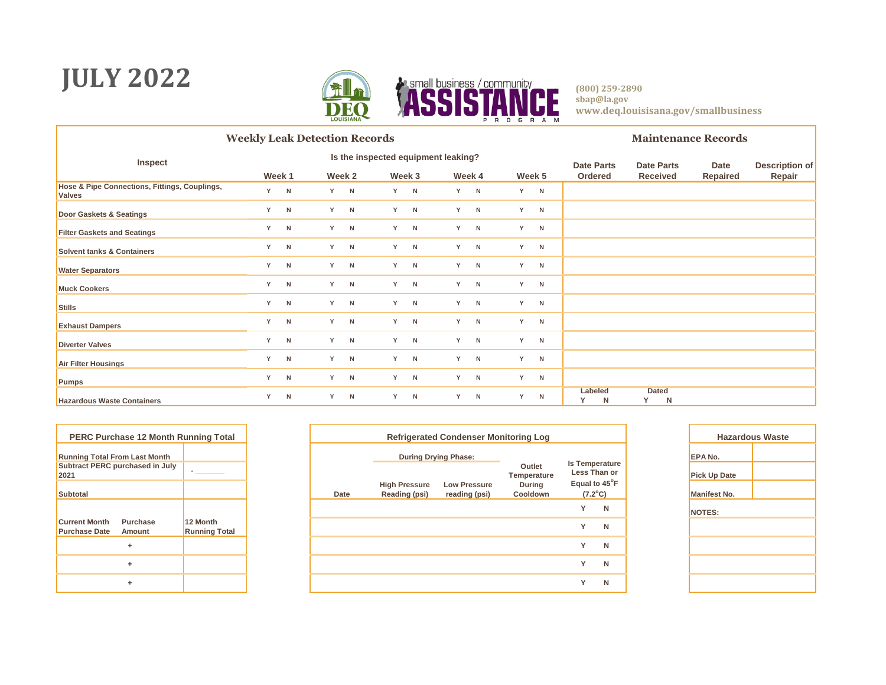# JULY 2022

(800) 259-2890
sbap@la.gov
www.deq.louisisana.gov/smallbusiness

## Weekly Leak Detection Records / Maintenance Records

| Inspect | Week 1 | Week 2 | Week 3 | Week 4 | Week 5 | Date Parts Ordered | Date Parts Received | Date Repaired | Description of Repair |
|---|---|---|---|---|---|---|---|---|---|
| | Is the inspected equipment leaking? | | | | | | | | |
| Hose & Pipe Connections, Fittings, Couplings, Valves | Y N | Y N | Y N | Y N | Y N | | | | |
| Door Gaskets & Seatings | Y N | Y N | Y N | Y N | Y N | | | | |
| Filter Gaskets and Seatings | Y N | Y N | Y N | Y N | Y N | | | | |
| Solvent tanks & Containers | Y N | Y N | Y N | Y N | Y N | | | | |
| Water Separators | Y N | Y N | Y N | Y N | Y N | | | | |
| Muck Cookers | Y N | Y N | Y N | Y N | Y N | | | | |
| Stills | Y N | Y N | Y N | Y N | Y N | | | | |
| Exhaust Dampers | Y N | Y N | Y N | Y N | Y N | | | | |
| Diverter Valves | Y N | Y N | Y N | Y N | Y N | | | | |
| Air Filter Housings | Y N | Y N | Y N | Y N | Y N | | | | |
| Pumps | Y N | Y N | Y N | Y N | Y N | | | | |
| Hazardous Waste Containers | Y N | Y N | Y N | Y N | Y N | Labeled Y N | Dated Y N | | |

## PERC Purchase 12 Month Running Total

| | | |
|---|---|---|
| Running Total From Last Month | | |
| Subtract PERC purchased in July 2021 | | - _______ |
| Subtotal | | |
| Current Month Purchase Date | Purchase Amount | 12 Month Running Total |
| | + | |
| | + | |
| | + | |

## Refrigerated Condenser Monitoring Log

| Date | During Drying Phase: High Pressure Reading (psi) | During Drying Phase: Low Pressure reading (psi) | Outlet Temperature During Cooldown | Is Temperature Less Than or Equal to 45°F (7.2°C) |
|---|---|---|---|---|
| | | | | Y N |
| | | | | Y N |
| | | | | Y N |
| | | | | Y N |
| | | | | Y N |

## Hazardous Waste

| | |
|---|---|
| EPA No. | |
| Pick Up Date | |
| Manifest No. | |

NOTES: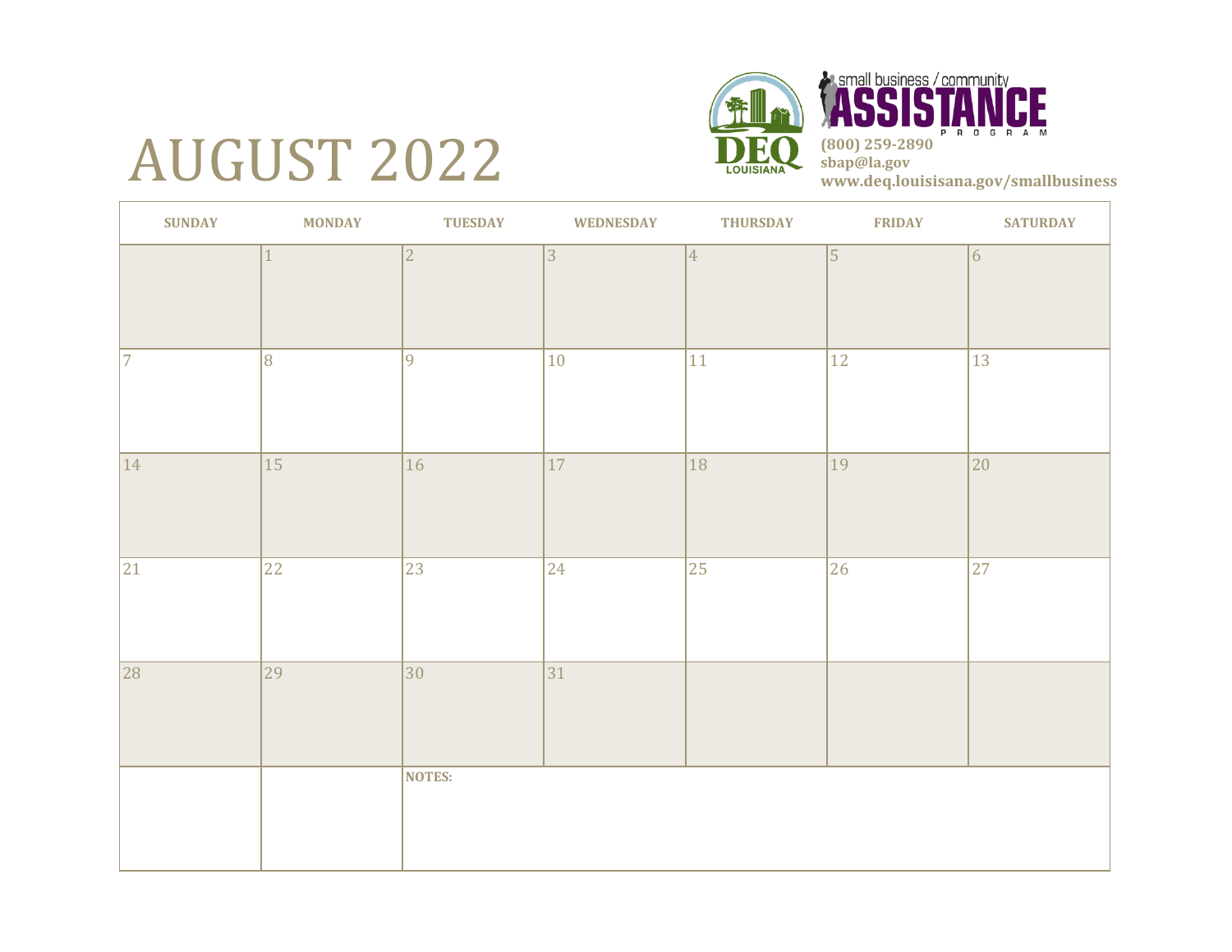# AUGUST 2022

small business / community
**ASSISTANCE**
PROGRAM

**(800) 259-2890**
**sbap@la.gov**
**www.deq.louisisana.gov/smallbusiness**

| SUNDAY | MONDAY | TUESDAY | WEDNESDAY | THURSDAY | FRIDAY | SATURDAY |
|---|---|---|---|---|---|---|
| | 1 | 2 | 3 | 4 | 5 | 6 |
| 7 | 8 | 9 | 10 | 11 | 12 | 13 |
| 14 | 15 | 16 | 17 | 18 | 19 | 20 |
| 21 | 22 | 23 | 24 | 25 | 26 | 27 |
| 28 | 29 | 30 | 31 | | | |
| | | **NOTES:** | | | | |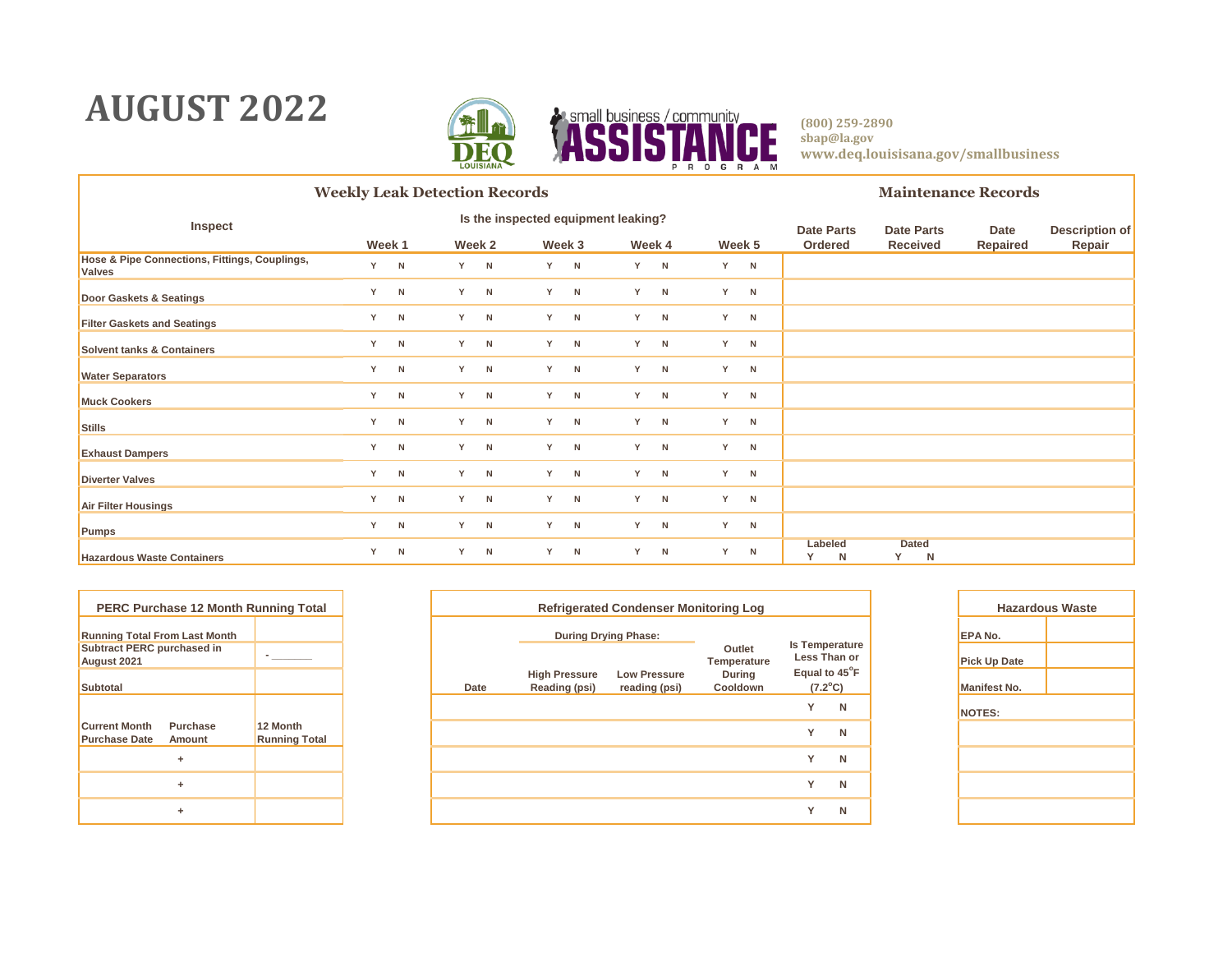# AUGUST 2022

small business / community **ASSISTANCE** PROGRAM

(800) 259-2890
sbap@la.gov
www.deq.louisisana.gov/smallbusiness

| **Weekly Leak Detection Records** | | | | | | **Maintenance Records** | | | |
|---|---|---|---|---|---|---|---|---|---|
| Inspect | Is the inspected equipment leaking? | | | | | | | | |
| | Week 1 | Week 2 | Week 3 | Week 4 | Week 5 | Date Parts Ordered | Date Parts Received | Date Repaired | Description of Repair |
| Hose & Pipe Connections, Fittings, Couplings, Valves | Y N | Y N | Y N | Y N | Y N | | | | |
| Door Gaskets & Seatings | Y N | Y N | Y N | Y N | Y N | | | | |
| Filter Gaskets and Seatings | Y N | Y N | Y N | Y N | Y N | | | | |
| Solvent tanks & Containers | Y N | Y N | Y N | Y N | Y N | | | | |
| Water Separators | Y N | Y N | Y N | Y N | Y N | | | | |
| Muck Cookers | Y N | Y N | Y N | Y N | Y N | | | | |
| Stills | Y N | Y N | Y N | Y N | Y N | | | | |
| Exhaust Dampers | Y N | Y N | Y N | Y N | Y N | | | | |
| Diverter Valves | Y N | Y N | Y N | Y N | Y N | | | | |
| Air Filter Housings | Y N | Y N | Y N | Y N | Y N | | | | |
| Pumps | Y N | Y N | Y N | Y N | Y N | | | | |
| Hazardous Waste Containers | Y N | Y N | Y N | Y N | Y N | Labeled Y N | Dated Y N | | |

| PERC Purchase 12 Month Running Total | | |
|---|---|---|
| Running Total From Last Month | | |
| Subtract PERC purchased in August 2021 | | - _______ |
| Subtotal | | |
| Current Month Purchase Date | Purchase Amount | 12 Month Running Total |
| | + | |
| | + | |
| | + | |

| Refrigerated Condenser Monitoring Log | | | | |
|---|---|---|---|---|
| | During Drying Phase: | | | |
| Date | High Pressure Reading (psi) | Low Pressure reading (psi) | Outlet Temperature During Cooldown | Is Temperature Less Than or Equal to 45°F (7.2°C) |
| | | | | Y N |
| | | | | Y N |
| | | | | Y N |
| | | | | Y N |
| | | | | Y N |

| Hazardous Waste | |
|---|---|
| EPA No. | |
| Pick Up Date | |
| Manifest No. | |
| NOTES: | |
| | |
| | |
| | |
| | |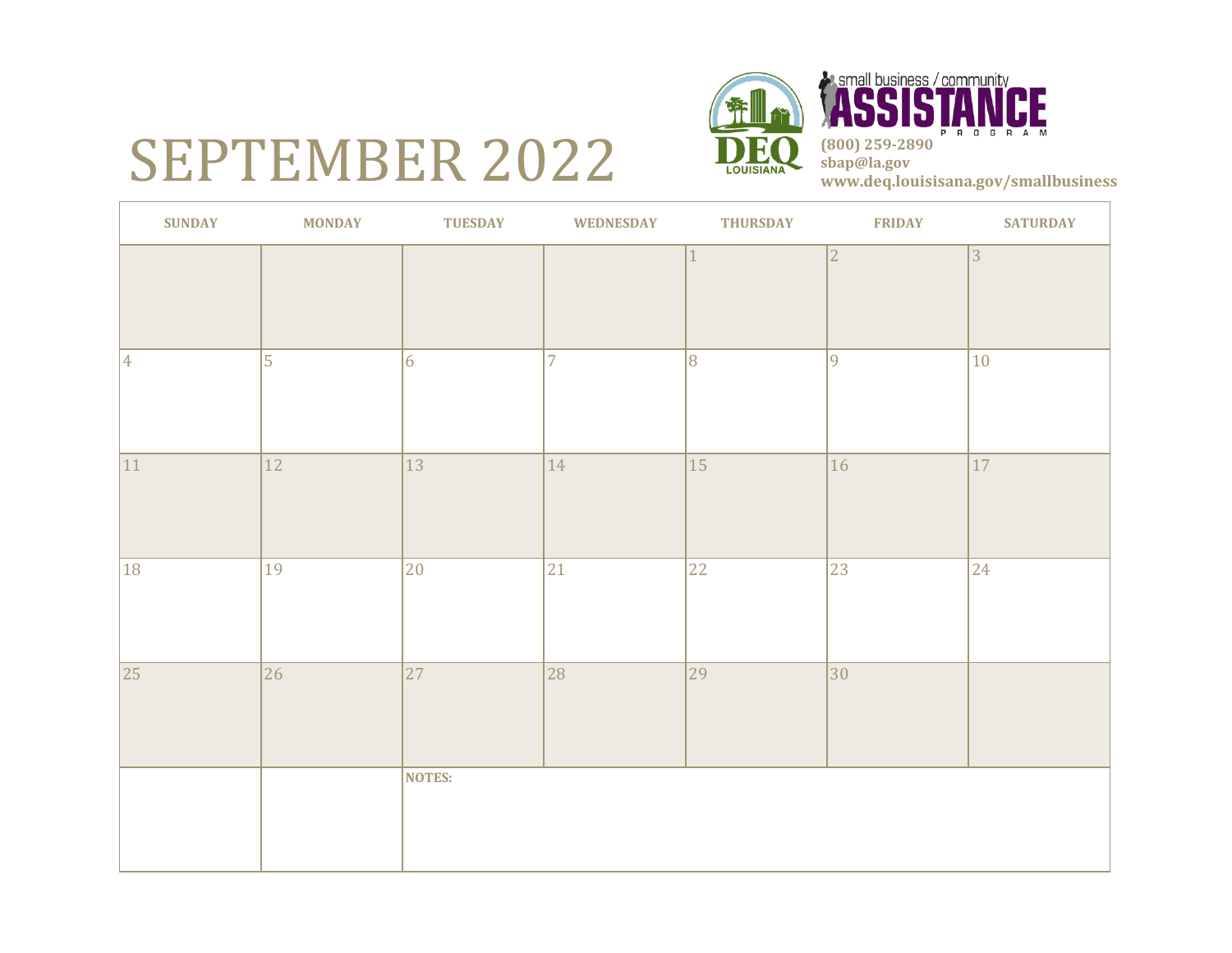# SEPTEMBER 2022

small business / community **ASSISTANCE** PROGRAM

**(800) 259-2890**
**sbap@la.gov**
**www.deq.louisisana.gov/smallbusiness**

| SUNDAY | MONDAY | TUESDAY | WEDNESDAY | THURSDAY | FRIDAY | SATURDAY |
|---|---|---|---|---|---|---|
| | | | | 1 | 2 | 3 |
| 4 | 5 | 6 | 7 | 8 | 9 | 10 |
| 11 | 12 | 13 | 14 | 15 | 16 | 17 |
| 18 | 19 | 20 | 21 | 22 | 23 | 24 |
| 25 | 26 | 27 | 28 | 29 | 30 | |
| | | **NOTES:** | | | | |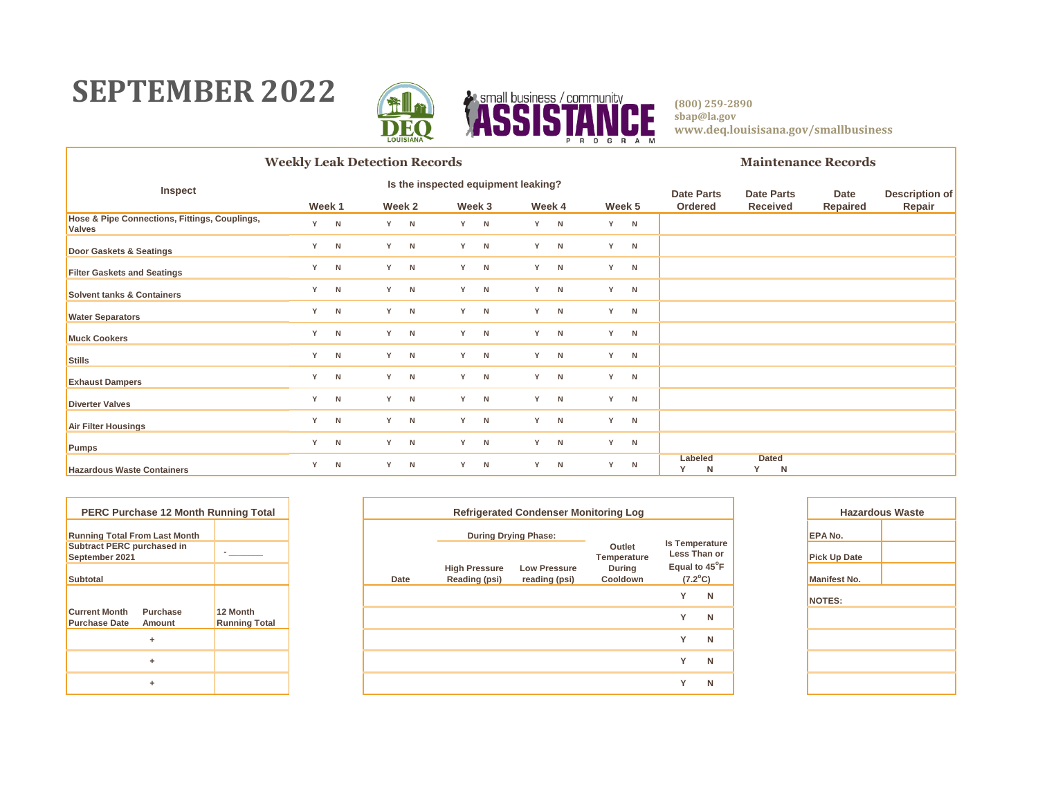# SEPTEMBER 2022

(800) 259-2890
sbap@la.gov
www.deq.louisisana.gov/smallbusiness

## Weekly Leak Detection Records / Maintenance Records

| Inspect | Week 1 | Week 2 | Week 3 | Week 4 | Week 5 | Date Parts Ordered | Date Parts Received | Date Repaired | Description of Repair |
|---|---|---|---|---|---|---|---|---|---|
| | Is the inspected equipment leaking? | | | | | | | | |
| Hose & Pipe Connections, Fittings, Couplings, Valves | Y N | Y N | Y N | Y N | Y N | | | | |
| Door Gaskets & Seatings | Y N | Y N | Y N | Y N | Y N | | | | |
| Filter Gaskets and Seatings | Y N | Y N | Y N | Y N | Y N | | | | |
| Solvent tanks & Containers | Y N | Y N | Y N | Y N | Y N | | | | |
| Water Separators | Y N | Y N | Y N | Y N | Y N | | | | |
| Muck Cookers | Y N | Y N | Y N | Y N | Y N | | | | |
| Stills | Y N | Y N | Y N | Y N | Y N | | | | |
| Exhaust Dampers | Y N | Y N | Y N | Y N | Y N | | | | |
| Diverter Valves | Y N | Y N | Y N | Y N | Y N | | | | |
| Air Filter Housings | Y N | Y N | Y N | Y N | Y N | | | | |
| Pumps | Y N | Y N | Y N | Y N | Y N | | | | |
| Hazardous Waste Containers | Y N | Y N | Y N | Y N | Y N | Labeled Y N | Dated Y N | | |

## PERC Purchase 12 Month Running Total

| | | |
|---|---|---|
| Running Total From Last Month | | |
| Subtract PERC purchased in September 2021 | | - _______ |
| Subtotal | | |
| Current Month Purchase Date | Purchase Amount | 12 Month Running Total |
| | + | |
| | + | |
| | + | |

## Refrigerated Condenser Monitoring Log

| Date | High Pressure Reading (psi) (During Drying Phase) | Low Pressure reading (psi) (During Drying Phase) | Outlet Temperature During Cooldown | Is Temperature Less Than or Equal to 45°F (7.2°C) |
|---|---|---|---|---|
| | | | | Y N |
| | | | | Y N |
| | | | | Y N |
| | | | | Y N |
| | | | | Y N |

## Hazardous Waste

| | |
|---|---|
| EPA No. | |
| Pick Up Date | |
| Manifest No. | |
| NOTES: | |
| | |
| | |
| | |
| | |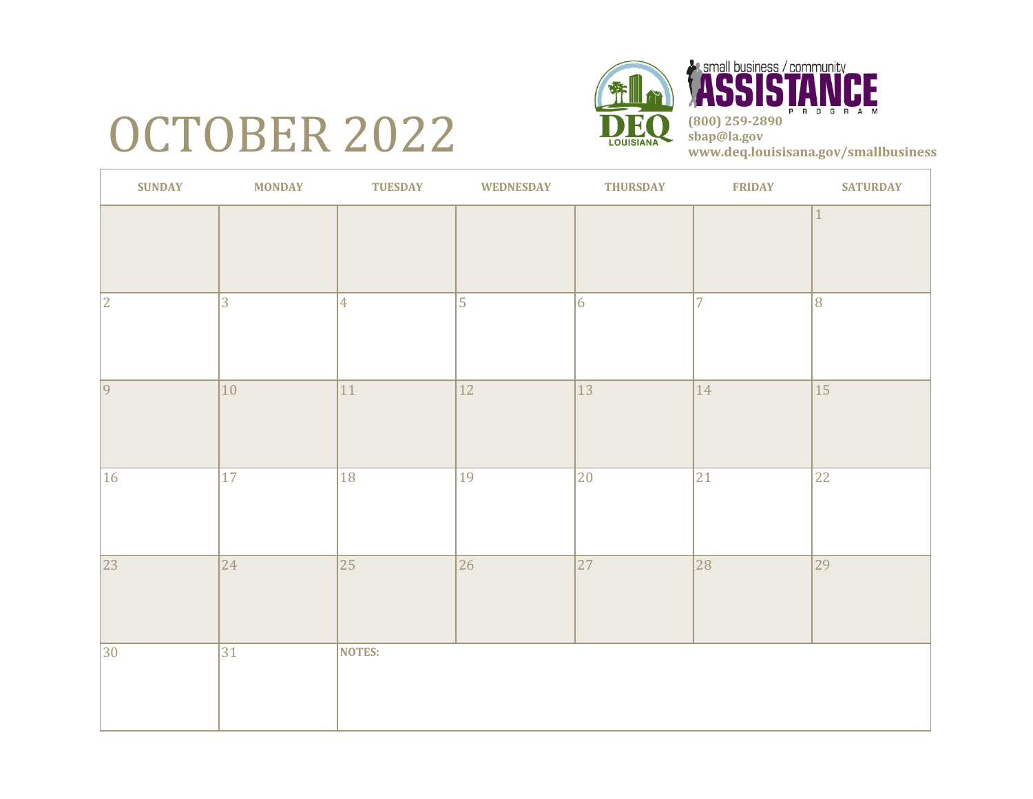# OCTOBER 2022

small business / community **ASSISTANCE** PROGRAM

**(800) 259-2890**
**sbap@la.gov**
**www.deq.louisisana.gov/smallbusiness**

| SUNDAY | MONDAY | TUESDAY | WEDNESDAY | THURSDAY | FRIDAY | SATURDAY |
|---|---|---|---|---|---|---|
| | | | | | | 1 |
| 2 | 3 | 4 | 5 | 6 | 7 | 8 |
| 9 | 10 | 11 | 12 | 13 | 14 | 15 |
| 16 | 17 | 18 | 19 | 20 | 21 | 22 |
| 23 | 24 | 25 | 26 | 27 | 28 | 29 |
| 30 | 31 | **NOTES:** | | | | |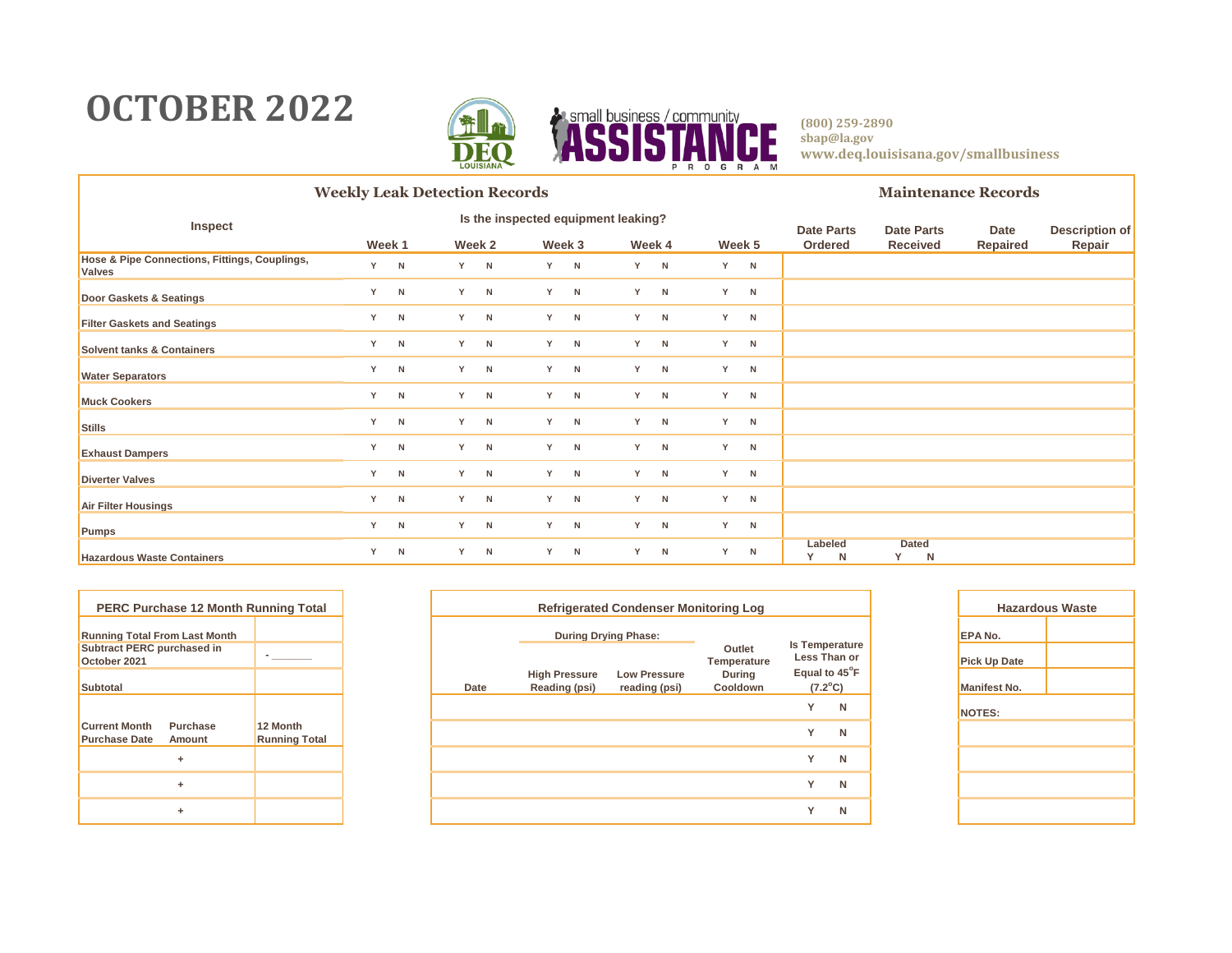# OCTOBER 2022

small business / community ASSISTANCE PROGRAM

(800) 259-2890
sbap@la.gov
www.deq.louisisana.gov/smallbusiness

## Weekly Leak Detection Records / Maintenance Records

| Inspect | Week 1 | Week 2 | Week 3 | Week 4 | Week 5 | Date Parts Ordered | Date Parts Received | Date Repaired | Description of Repair |
|---|---|---|---|---|---|---|---|---|---|
| | Is the inspected equipment leaking? | | | | | | | | |
| Hose & Pipe Connections, Fittings, Couplings, Valves | Y N | Y N | Y N | Y N | Y N | | | | |
| Door Gaskets & Seatings | Y N | Y N | Y N | Y N | Y N | | | | |
| Filter Gaskets and Seatings | Y N | Y N | Y N | Y N | Y N | | | | |
| Solvent tanks & Containers | Y N | Y N | Y N | Y N | Y N | | | | |
| Water Separators | Y N | Y N | Y N | Y N | Y N | | | | |
| Muck Cookers | Y N | Y N | Y N | Y N | Y N | | | | |
| Stills | Y N | Y N | Y N | Y N | Y N | | | | |
| Exhaust Dampers | Y N | Y N | Y N | Y N | Y N | | | | |
| Diverter Valves | Y N | Y N | Y N | Y N | Y N | | | | |
| Air Filter Housings | Y N | Y N | Y N | Y N | Y N | | | | |
| Pumps | Y N | Y N | Y N | Y N | Y N | | | | |
| Hazardous Waste Containers | Y N | Y N | Y N | Y N | Y N | Labeled Y N | Dated Y N | | |

## PERC Purchase 12 Month Running Total

| | | |
|---|---|---|
| Running Total From Last Month | | |
| Subtract PERC purchased in October 2021 | | - _______ |
| Subtotal | | |
| Current Month Purchase Date | Purchase Amount | 12 Month Running Total |
| | + | |
| | + | |
| | + | |

## Refrigerated Condenser Monitoring Log

| Date | During Drying Phase: High Pressure Reading (psi) | During Drying Phase: Low Pressure reading (psi) | Outlet Temperature During Cooldown | Is Temperature Less Than or Equal to 45°F (7.2°C) |
|---|---|---|---|---|
| | | | | Y N |
| | | | | Y N |
| | | | | Y N |
| | | | | Y N |
| | | | | Y N |

## Hazardous Waste

| | |
|---|---|
| EPA No. | |
| Pick Up Date | |
| Manifest No. | |
| NOTES: | |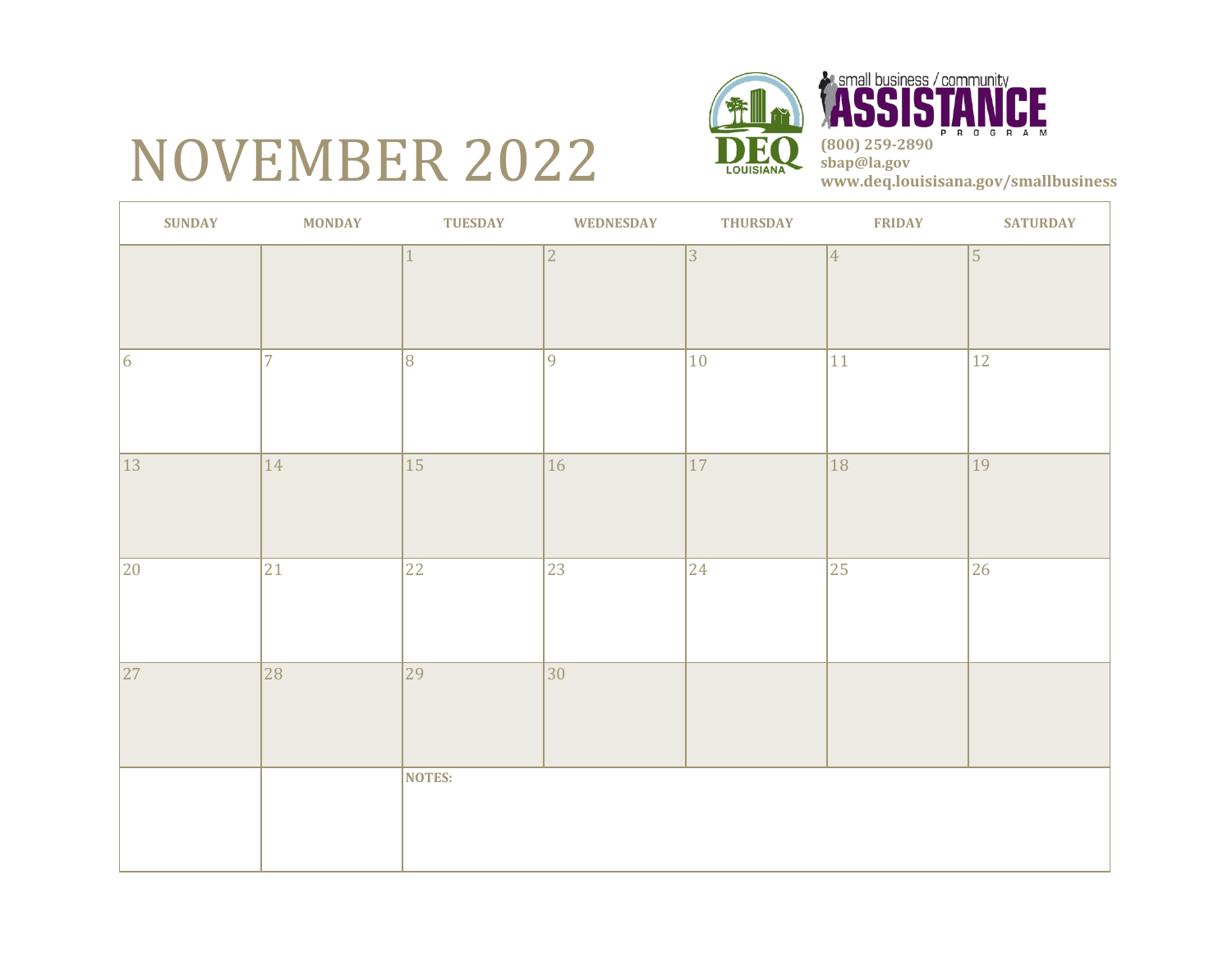# NOVEMBER 2022

small business / community **ASSISTANCE** PROGRAM

**(800) 259-2890**
**sbap@la.gov**
**www.deq.louisisana.gov/smallbusiness**

| SUNDAY | MONDAY | TUESDAY | WEDNESDAY | THURSDAY | FRIDAY | SATURDAY |
|---|---|---|---|---|---|---|
| | | 1 | 2 | 3 | 4 | 5 |
| 6 | 7 | 8 | 9 | 10 | 11 | 12 |
| 13 | 14 | 15 | 16 | 17 | 18 | 19 |
| 20 | 21 | 22 | 23 | 24 | 25 | 26 |
| 27 | 28 | 29 | 30 | | | |
| | | **NOTES:** | | | | |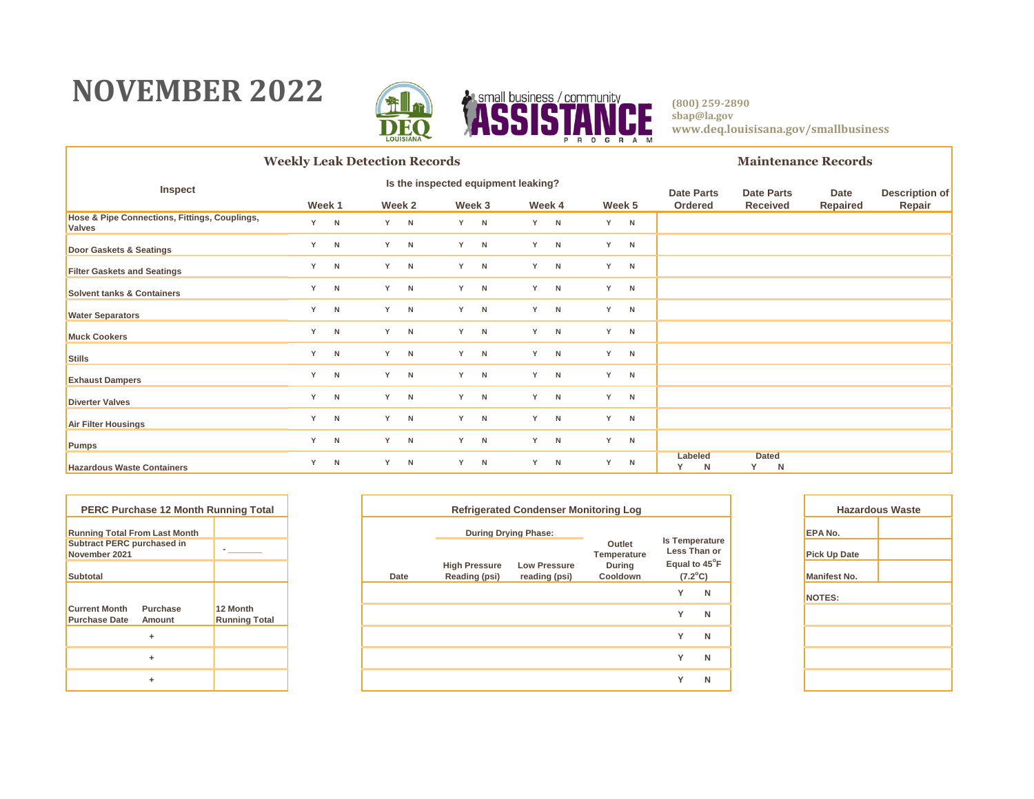# NOVEMBER 2022

small business / community ASSISTANCE PROGRAM

**(800) 259-2890**
**sbap@la.gov**
**www.deq.louisiana.gov/smallbusiness**

## Weekly Leak Detection Records / Maintenance Records

| Inspect | Is the inspected equipment leaking? | | | | | | | | |
|---|---|---|---|---|---|---|---|---|---|
| | Week 1 | Week 2 | Week 3 | Week 4 | Week 5 | Date Parts Ordered | Date Parts Received | Date Repaired | Description of Repair |
| Hose & Pipe Connections, Fittings, Couplings, Valves | Y N | Y N | Y N | Y N | Y N | | | | |
| Door Gaskets & Seatings | Y N | Y N | Y N | Y N | Y N | | | | |
| Filter Gaskets and Seatings | Y N | Y N | Y N | Y N | Y N | | | | |
| Solvent tanks & Containers | Y N | Y N | Y N | Y N | Y N | | | | |
| Water Separators | Y N | Y N | Y N | Y N | Y N | | | | |
| Muck Cookers | Y N | Y N | Y N | Y N | Y N | | | | |
| Stills | Y N | Y N | Y N | Y N | Y N | | | | |
| Exhaust Dampers | Y N | Y N | Y N | Y N | Y N | | | | |
| Diverter Valves | Y N | Y N | Y N | Y N | Y N | | | | |
| Air Filter Housings | Y N | Y N | Y N | Y N | Y N | | | | |
| Pumps | Y N | Y N | Y N | Y N | Y N | | | | |
| Hazardous Waste Containers | Y N | Y N | Y N | Y N | Y N | Labeled Y N | Dated Y N | | |

## PERC Purchase 12 Month Running Total

| | | |
|---|---|---|
| Running Total From Last Month | | |
| Subtract PERC purchased in November 2021 | | - _______ |
| Subtotal | | |
| Current Month Purchase Date | Purchase Amount | 12 Month Running Total |
| | + | |
| | + | |
| | + | |

## Refrigerated Condenser Monitoring Log

| Date | During Drying Phase: High Pressure Reading (psi) | During Drying Phase: Low Pressure reading (psi) | Outlet Temperature During Cooldown | Is Temperature Less Than or Equal to 45°F (7.2°C) |
|---|---|---|---|---|
| | | | | Y N |
| | | | | Y N |
| | | | | Y N |
| | | | | Y N |
| | | | | Y N |

## Hazardous Waste

| | |
|---|---|
| EPA No. | |
| Pick Up Date | |
| Manifest No. | |
| NOTES: | |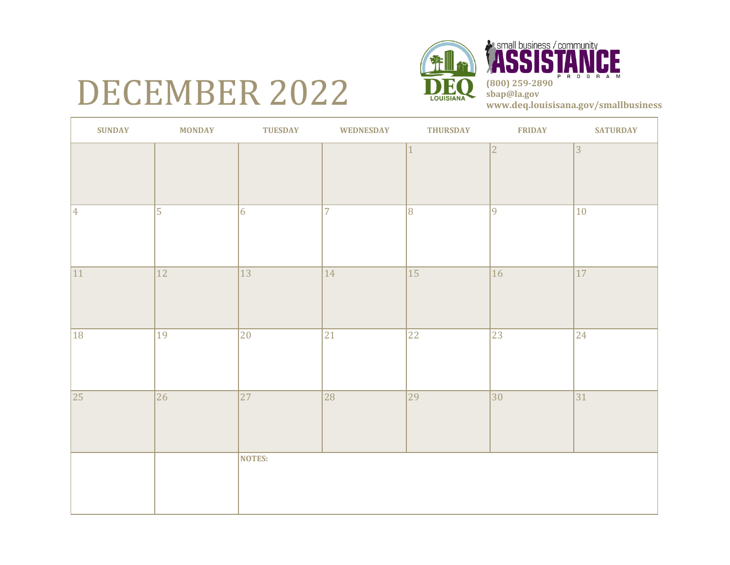# DECEMBER 2022

small business / community **ASSISTANCE** PROGRAM

**(800) 259-2890**
**sbap@la.gov**
**www.deq.louisisana.gov/smallbusiness**

| SUNDAY | MONDAY | TUESDAY | WEDNESDAY | THURSDAY | FRIDAY | SATURDAY |
|---|---|---|---|---|---|---|
| | | | | 1 | 2 | 3 |
| 4 | 5 | 6 | 7 | 8 | 9 | 10 |
| 11 | 12 | 13 | 14 | 15 | 16 | 17 |
| 18 | 19 | 20 | 21 | 22 | 23 | 24 |
| 25 | 26 | 27 | 28 | 29 | 30 | 31 |
| | | **NOTES:** | | | | |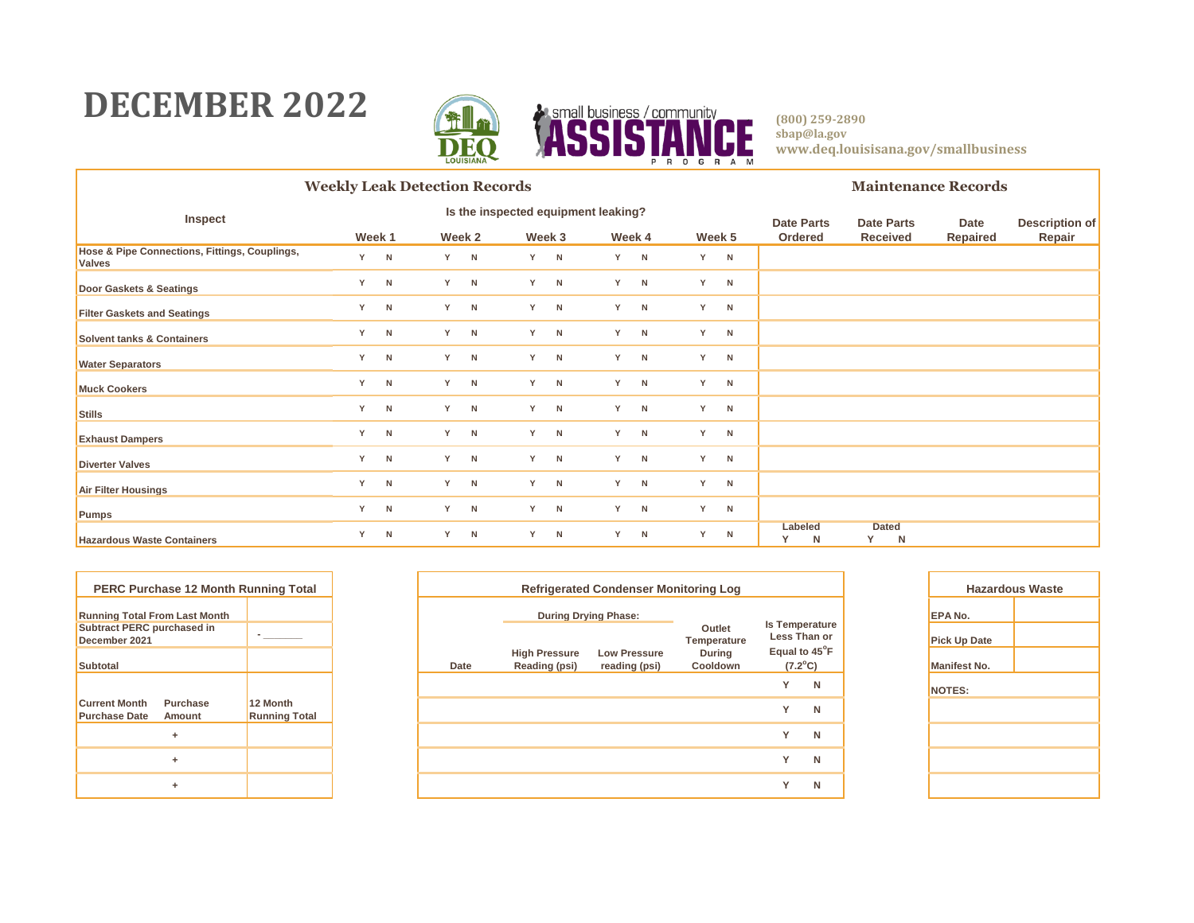# DECEMBER 2022

small business / community **ASSISTANCE** PROGRAM

(800) 259-2890
sbap@la.gov
www.deq.louisisana.gov/smallbusiness

## Weekly Leak Detection Records / Maintenance Records

| Inspect | Is the inspected equipment leaking? Week 1 | Week 2 | Week 3 | Week 4 | Week 5 | Date Parts Ordered | Date Parts Received | Date Repaired | Description of Repair |
|---|---|---|---|---|---|---|---|---|---|
| Hose & Pipe Connections, Fittings, Couplings, Valves | Y N | Y N | Y N | Y N | Y N | | | | |
| Door Gaskets & Seatings | Y N | Y N | Y N | Y N | Y N | | | | |
| Filter Gaskets and Seatings | Y N | Y N | Y N | Y N | Y N | | | | |
| Solvent tanks & Containers | Y N | Y N | Y N | Y N | Y N | | | | |
| Water Separators | Y N | Y N | Y N | Y N | Y N | | | | |
| Muck Cookers | Y N | Y N | Y N | Y N | Y N | | | | |
| Stills | Y N | Y N | Y N | Y N | Y N | | | | |
| Exhaust Dampers | Y N | Y N | Y N | Y N | Y N | | | | |
| Diverter Valves | Y N | Y N | Y N | Y N | Y N | | | | |
| Air Filter Housings | Y N | Y N | Y N | Y N | Y N | | | | |
| Pumps | Y N | Y N | Y N | Y N | Y N | | | | |
| Hazardous Waste Containers | Y N | Y N | Y N | Y N | Y N | Labeled Y N | Dated Y N | | |

## PERC Purchase 12 Month Running Total

| | | |
|---|---|---|
| Running Total From Last Month | | |
| Subtract PERC purchased in December 2021 | | - _______ |
| Subtotal | | |
| Current Month Purchase Date | Purchase Amount | 12 Month Running Total |
| | + | |
| | + | |
| | + | |

## Refrigerated Condenser Monitoring Log

| Date | During Drying Phase: High Pressure Reading (psi) | Low Pressure reading (psi) | Outlet Temperature During Cooldown | Is Temperature Less Than or Equal to 45°F (7.2°C) |
|---|---|---|---|---|
| | | | | Y N |
| | | | | Y N |
| | | | | Y N |
| | | | | Y N |
| | | | | Y N |

## Hazardous Waste

| | |
|---|---|
| EPA No. | |
| Pick Up Date | |
| Manifest No. | |
| NOTES: | |